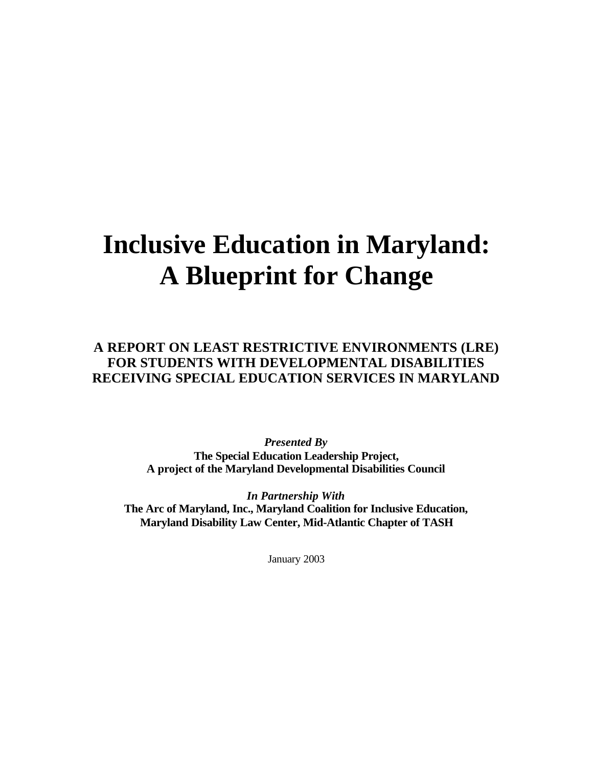# Inclusive Education in Maryland: A Blueprint for Change

## A REPORT ON LEAST RESTRICTIVE ENVIRONMENTS (LRE) FOR STUDENTS WITH DEVELOPMENTAL DISABILITIES RECEIVING SPECIAL EDUCATION SERVICES IN MARYLAND

***Presented By***
**The Special Education Leadership Project,**
**A project of the Maryland Developmental Disabilities Council**

***In Partnership With***
**The Arc of Maryland, Inc., Maryland Coalition for Inclusive Education, Maryland Disability Law Center, Mid-Atlantic Chapter of TASH**

January 2003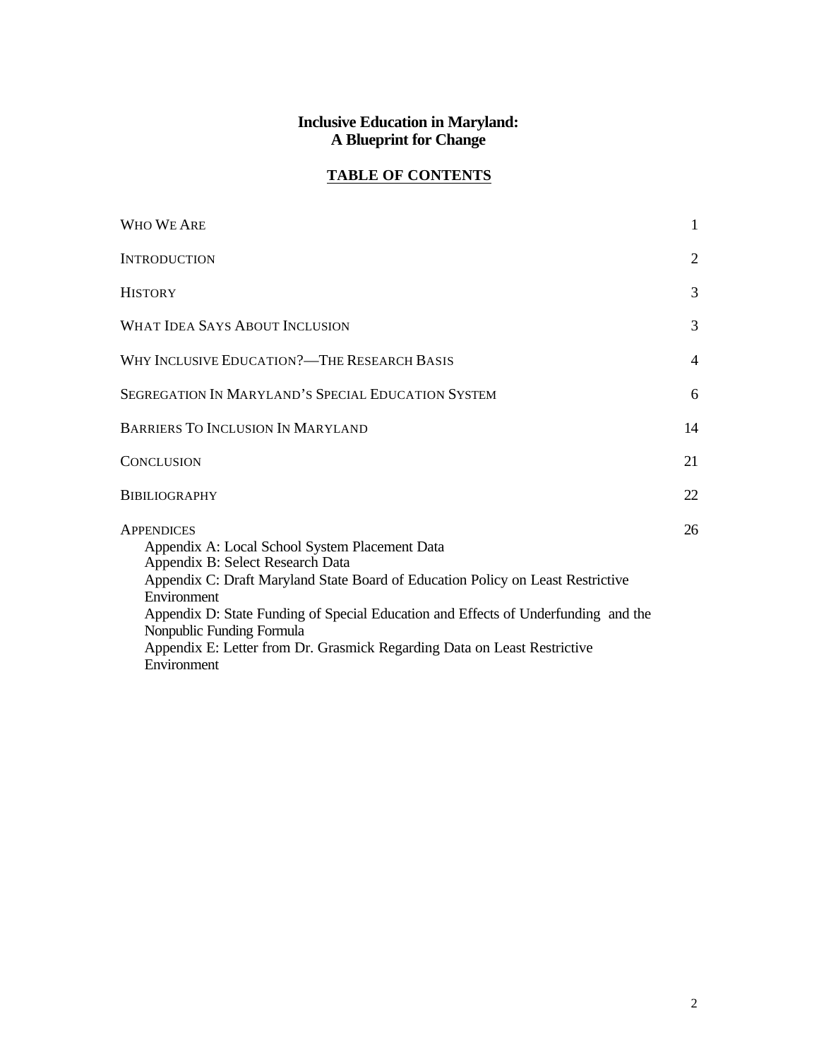# Inclusive Education in Maryland: A Blueprint for Change

## TABLE OF CONTENTS

| | |
|---|---|
| WHO WE ARE | 1 |
| INTRODUCTION | 2 |
| HISTORY | 3 |
| WHAT IDEA SAYS ABOUT INCLUSION | 3 |
| WHY INCLUSIVE EDUCATION?—THE RESEARCH BASIS | 4 |
| SEGREGATION IN MARYLAND'S SPECIAL EDUCATION SYSTEM | 6 |
| BARRIERS TO INCLUSION IN MARYLAND | 14 |
| CONCLUSION | 21 |
| BIBILIOGRAPHY | 22 |
| APPENDICES | 26 |

Appendix A: Local School System Placement Data
Appendix B: Select Research Data
Appendix C: Draft Maryland State Board of Education Policy on Least Restrictive Environment
Appendix D: State Funding of Special Education and Effects of Underfunding and the Nonpublic Funding Formula
Appendix E: Letter from Dr. Grasmick Regarding Data on Least Restrictive Environment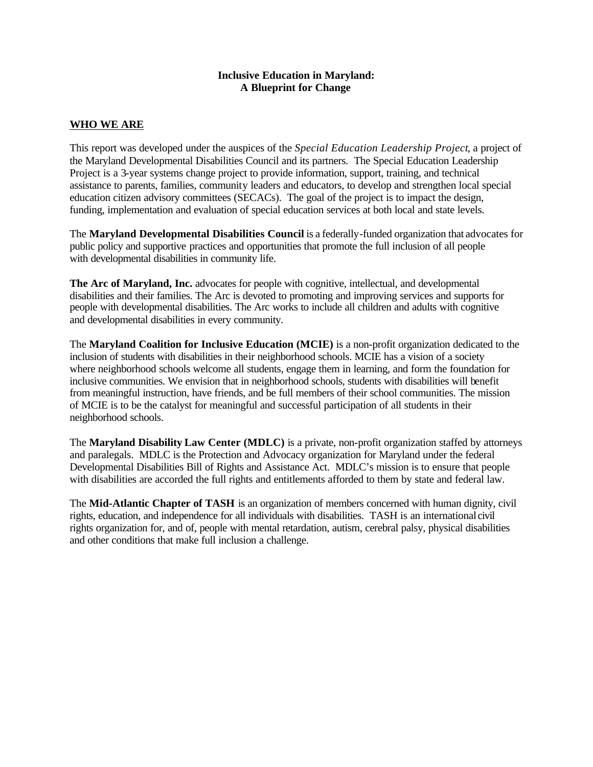# Inclusive Education in Maryland: A Blueprint for Change

## WHO WE ARE

This report was developed under the auspices of the *Special Education Leadership Project*, a project of the Maryland Developmental Disabilities Council and its partners. The Special Education Leadership Project is a 3-year systems change project to provide information, support, training, and technical assistance to parents, families, community leaders and educators, to develop and strengthen local special education citizen advisory committees (SECACs). The goal of the project is to impact the design, funding, implementation and evaluation of special education services at both local and state levels.

The **Maryland Developmental Disabilities Council** is a federally-funded organization that advocates for public policy and supportive practices and opportunities that promote the full inclusion of all people with developmental disabilities in community life.

**The Arc of Maryland, Inc.** advocates for people with cognitive, intellectual, and developmental disabilities and their families. The Arc is devoted to promoting and improving services and supports for people with developmental disabilities. The Arc works to include all children and adults with cognitive and developmental disabilities in every community.

The **Maryland Coalition for Inclusive Education (MCIE)** is a non-profit organization dedicated to the inclusion of students with disabilities in their neighborhood schools. MCIE has a vision of a society where neighborhood schools welcome all students, engage them in learning, and form the foundation for inclusive communities. We envision that in neighborhood schools, students with disabilities will benefit from meaningful instruction, have friends, and be full members of their school communities. The mission of MCIE is to be the catalyst for meaningful and successful participation of all students in their neighborhood schools.

The **Maryland Disability Law Center (MDLC)** is a private, non-profit organization staffed by attorneys and paralegals. MDLC is the Protection and Advocacy organization for Maryland under the federal Developmental Disabilities Bill of Rights and Assistance Act. MDLC's mission is to ensure that people with disabilities are accorded the full rights and entitlements afforded to them by state and federal law.

The **Mid-Atlantic Chapter of TASH** is an organization of members concerned with human dignity, civil rights, education, and independence for all individuals with disabilities. TASH is an international civil rights organization for, and of, people with mental retardation, autism, cerebral palsy, physical disabilities and other conditions that make full inclusion a challenge.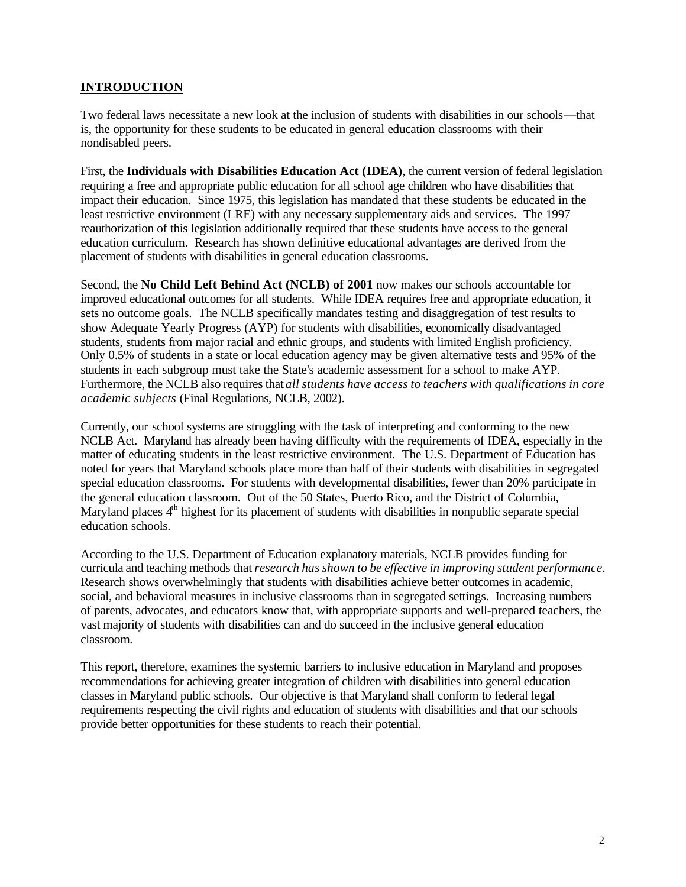## INTRODUCTION

Two federal laws necessitate a new look at the inclusion of students with disabilities in our schools—that is, the opportunity for these students to be educated in general education classrooms with their nondisabled peers.

First, the **Individuals with Disabilities Education Act (IDEA)**, the current version of federal legislation requiring a free and appropriate public education for all school age children who have disabilities that impact their education. Since 1975, this legislation has mandated that these students be educated in the least restrictive environment (LRE) with any necessary supplementary aids and services. The 1997 reauthorization of this legislation additionally required that these students have access to the general education curriculum. Research has shown definitive educational advantages are derived from the placement of students with disabilities in general education classrooms.

Second, the **No Child Left Behind Act (NCLB) of 2001** now makes our schools accountable for improved educational outcomes for all students. While IDEA requires free and appropriate education, it sets no outcome goals. The NCLB specifically mandates testing and disaggregation of test results to show Adequate Yearly Progress (AYP) for students with disabilities, economically disadvantaged students, students from major racial and ethnic groups, and students with limited English proficiency. Only 0.5% of students in a state or local education agency may be given alternative tests and 95% of the students in each subgroup must take the State's academic assessment for a school to make AYP. Furthermore, the NCLB also requires that *all students have access to teachers with qualifications in core academic subjects* (Final Regulations, NCLB, 2002).

Currently, our school systems are struggling with the task of interpreting and conforming to the new NCLB Act. Maryland has already been having difficulty with the requirements of IDEA, especially in the matter of educating students in the least restrictive environment. The U.S. Department of Education has noted for years that Maryland schools place more than half of their students with disabilities in segregated special education classrooms. For students with developmental disabilities, fewer than 20% participate in the general education classroom. Out of the 50 States, Puerto Rico, and the District of Columbia, Maryland places 4th highest for its placement of students with disabilities in nonpublic separate special education schools.

According to the U.S. Department of Education explanatory materials, NCLB provides funding for curricula and teaching methods that *research has shown to be effective in improving student performance*. Research shows overwhelmingly that students with disabilities achieve better outcomes in academic, social, and behavioral measures in inclusive classrooms than in segregated settings. Increasing numbers of parents, advocates, and educators know that, with appropriate supports and well-prepared teachers, the vast majority of students with disabilities can and do succeed in the inclusive general education classroom.

This report, therefore, examines the systemic barriers to inclusive education in Maryland and proposes recommendations for achieving greater integration of children with disabilities into general education classes in Maryland public schools. Our objective is that Maryland shall conform to federal legal requirements respecting the civil rights and education of students with disabilities and that our schools provide better opportunities for these students to reach their potential.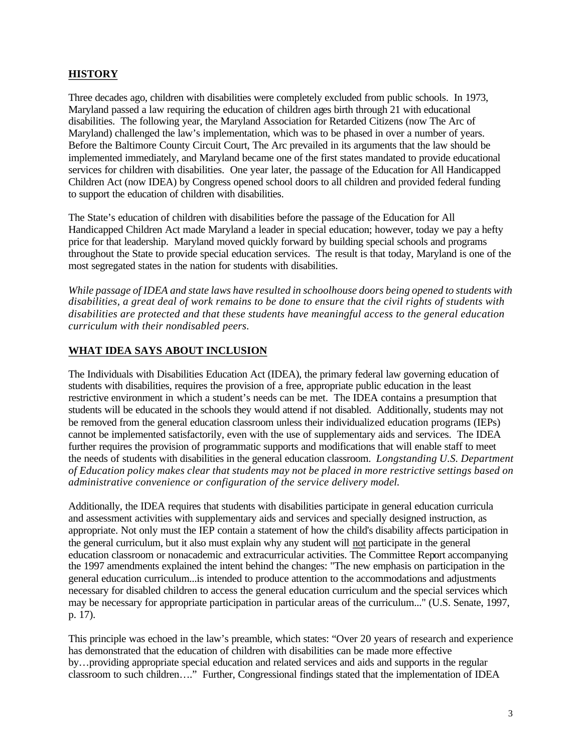## HISTORY

Three decades ago, children with disabilities were completely excluded from public schools. In 1973, Maryland passed a law requiring the education of children ages birth through 21 with educational disabilities. The following year, the Maryland Association for Retarded Citizens (now The Arc of Maryland) challenged the law's implementation, which was to be phased in over a number of years. Before the Baltimore County Circuit Court, The Arc prevailed in its arguments that the law should be implemented immediately, and Maryland became one of the first states mandated to provide educational services for children with disabilities. One year later, the passage of the Education for All Handicapped Children Act (now IDEA) by Congress opened school doors to all children and provided federal funding to support the education of children with disabilities.

The State's education of children with disabilities before the passage of the Education for All Handicapped Children Act made Maryland a leader in special education; however, today we pay a hefty price for that leadership. Maryland moved quickly forward by building special schools and programs throughout the State to provide special education services. The result is that today, Maryland is one of the most segregated states in the nation for students with disabilities.

*While passage of IDEA and state laws have resulted in schoolhouse doors being opened to students with disabilities, a great deal of work remains to be done to ensure that the civil rights of students with disabilities are protected and that these students have meaningful access to the general education curriculum with their nondisabled peers.*

## WHAT IDEA SAYS ABOUT INCLUSION

The Individuals with Disabilities Education Act (IDEA), the primary federal law governing education of students with disabilities, requires the provision of a free, appropriate public education in the least restrictive environment in which a student's needs can be met. The IDEA contains a presumption that students will be educated in the schools they would attend if not disabled. Additionally, students may not be removed from the general education classroom unless their individualized education programs (IEPs) cannot be implemented satisfactorily, even with the use of supplementary aids and services. The IDEA further requires the provision of programmatic supports and modifications that will enable staff to meet the needs of students with disabilities in the general education classroom. *Longstanding U.S. Department of Education policy makes clear that students may not be placed in more restrictive settings based on administrative convenience or configuration of the service delivery model.*

Additionally, the IDEA requires that students with disabilities participate in general education curricula and assessment activities with supplementary aids and services and specially designed instruction, as appropriate. Not only must the IEP contain a statement of how the child's disability affects participation in the general curriculum, but it also must explain why any student will not participate in the general education classroom or nonacademic and extracurricular activities. The Committee Report accompanying the 1997 amendments explained the intent behind the changes: "The new emphasis on participation in the general education curriculum...is intended to produce attention to the accommodations and adjustments necessary for disabled children to access the general education curriculum and the special services which may be necessary for appropriate participation in particular areas of the curriculum..." (U.S. Senate, 1997, p. 17).

This principle was echoed in the law's preamble, which states: "Over 20 years of research and experience has demonstrated that the education of children with disabilities can be made more effective by…providing appropriate special education and related services and aids and supports in the regular classroom to such children…." Further, Congressional findings stated that the implementation of IDEA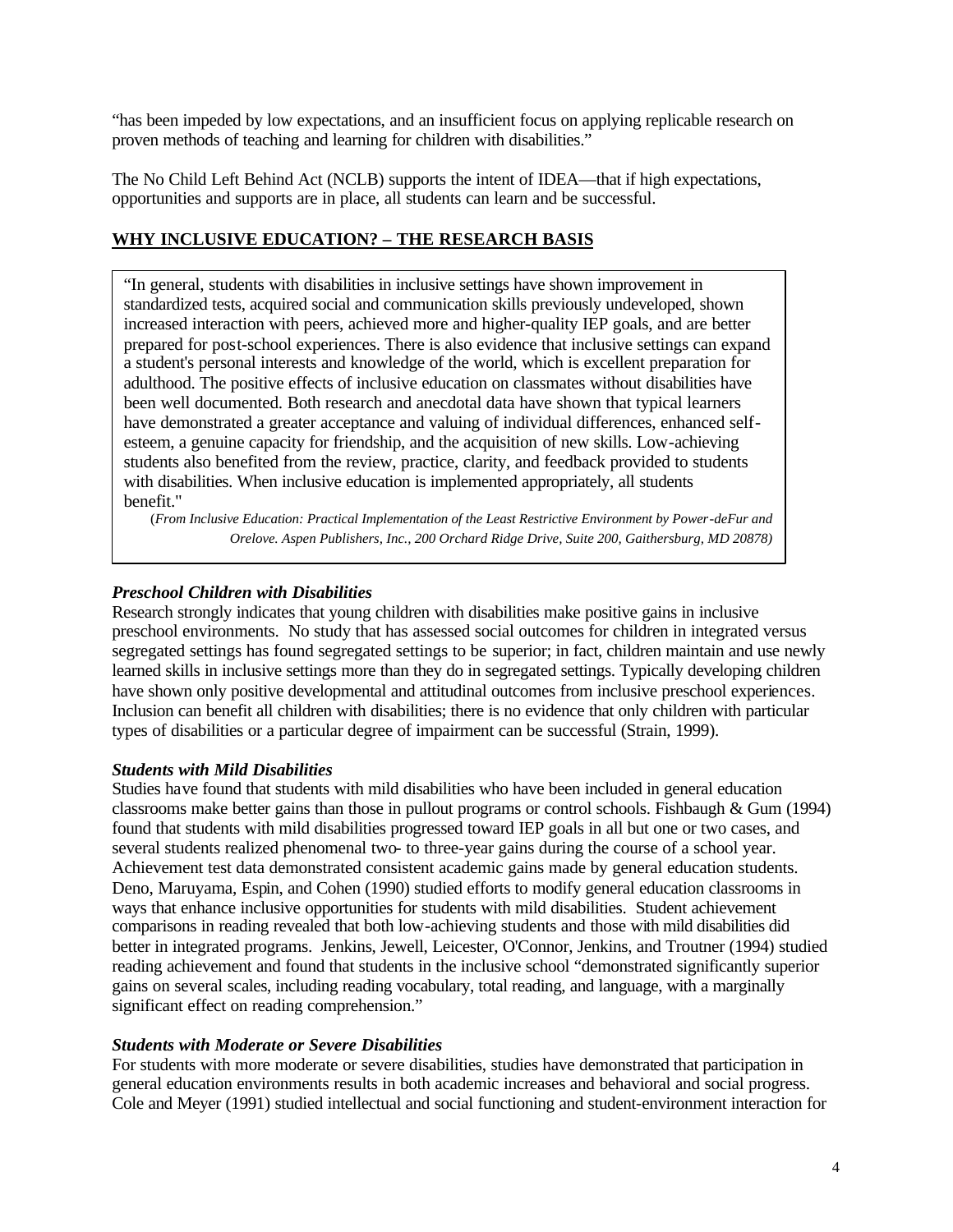"has been impeded by low expectations, and an insufficient focus on applying replicable research on proven methods of teaching and learning for children with disabilities."

The No Child Left Behind Act (NCLB) supports the intent of IDEA—that if high expectations, opportunities and supports are in place, all students can learn and be successful.

## WHY INCLUSIVE EDUCATION? – THE RESEARCH BASIS

> "In general, students with disabilities in inclusive settings have shown improvement in standardized tests, acquired social and communication skills previously undeveloped, shown increased interaction with peers, achieved more and higher-quality IEP goals, and are better prepared for post-school experiences. There is also evidence that inclusive settings can expand a student's personal interests and knowledge of the world, which is excellent preparation for adulthood. The positive effects of inclusive education on classmates without disabilities have been well documented. Both research and anecdotal data have shown that typical learners have demonstrated a greater acceptance and valuing of individual differences, enhanced self-esteem, a genuine capacity for friendship, and the acquisition of new skills. Low-achieving students also benefited from the review, practice, clarity, and feedback provided to students with disabilities. When inclusive education is implemented appropriately, all students benefit."
>
> (*From Inclusive Education: Practical Implementation of the Least Restrictive Environment by Power-deFur and Orelove. Aspen Publishers, Inc., 200 Orchard Ridge Drive, Suite 200, Gaithersburg, MD 20878)*

### *Preschool Children with Disabilities*

Research strongly indicates that young children with disabilities make positive gains in inclusive preschool environments. No study that has assessed social outcomes for children in integrated versus segregated settings has found segregated settings to be superior; in fact, children maintain and use newly learned skills in inclusive settings more than they do in segregated settings. Typically developing children have shown only positive developmental and attitudinal outcomes from inclusive preschool experiences. Inclusion can benefit all children with disabilities; there is no evidence that only children with particular types of disabilities or a particular degree of impairment can be successful (Strain, 1999).

### *Students with Mild Disabilities*

Studies have found that students with mild disabilities who have been included in general education classrooms make better gains than those in pullout programs or control schools. Fishbaugh & Gum (1994) found that students with mild disabilities progressed toward IEP goals in all but one or two cases, and several students realized phenomenal two- to three-year gains during the course of a school year. Achievement test data demonstrated consistent academic gains made by general education students. Deno, Maruyama, Espin, and Cohen (1990) studied efforts to modify general education classrooms in ways that enhance inclusive opportunities for students with mild disabilities. Student achievement comparisons in reading revealed that both low-achieving students and those with mild disabilities did better in integrated programs. Jenkins, Jewell, Leicester, O'Connor, Jenkins, and Troutner (1994) studied reading achievement and found that students in the inclusive school "demonstrated significantly superior gains on several scales, including reading vocabulary, total reading, and language, with a marginally significant effect on reading comprehension."

### *Students with Moderate or Severe Disabilities*

For students with more moderate or severe disabilities, studies have demonstrated that participation in general education environments results in both academic increases and behavioral and social progress. Cole and Meyer (1991) studied intellectual and social functioning and student-environment interaction for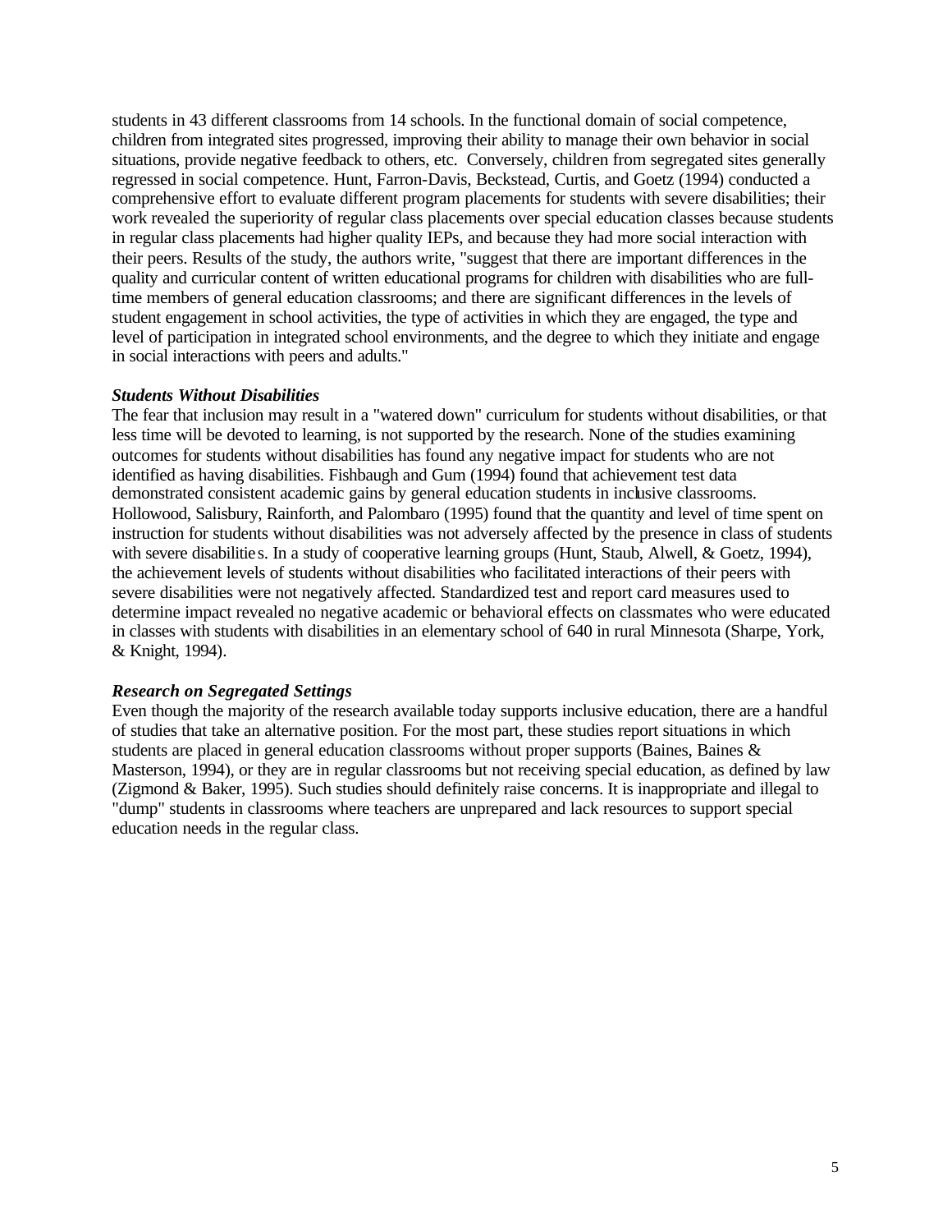students in 43 different classrooms from 14 schools. In the functional domain of social competence, children from integrated sites progressed, improving their ability to manage their own behavior in social situations, provide negative feedback to others, etc. Conversely, children from segregated sites generally regressed in social competence. Hunt, Farron-Davis, Beckstead, Curtis, and Goetz (1994) conducted a comprehensive effort to evaluate different program placements for students with severe disabilities; their work revealed the superiority of regular class placements over special education classes because students in regular class placements had higher quality IEPs, and because they had more social interaction with their peers. Results of the study, the authors write, "suggest that there are important differences in the quality and curricular content of written educational programs for children with disabilities who are full-time members of general education classrooms; and there are significant differences in the levels of student engagement in school activities, the type of activities in which they are engaged, the type and level of participation in integrated school environments, and the degree to which they initiate and engage in social interactions with peers and adults."

***Students Without Disabilities***

The fear that inclusion may result in a "watered down" curriculum for students without disabilities, or that less time will be devoted to learning, is not supported by the research. None of the studies examining outcomes for students without disabilities has found any negative impact for students who are not identified as having disabilities. Fishbaugh and Gum (1994) found that achievement test data demonstrated consistent academic gains by general education students in inclusive classrooms. Hollowood, Salisbury, Rainforth, and Palombaro (1995) found that the quantity and level of time spent on instruction for students without disabilities was not adversely affected by the presence in class of students with severe disabilities. In a study of cooperative learning groups (Hunt, Staub, Alwell, & Goetz, 1994), the achievement levels of students without disabilities who facilitated interactions of their peers with severe disabilities were not negatively affected. Standardized test and report card measures used to determine impact revealed no negative academic or behavioral effects on classmates who were educated in classes with students with disabilities in an elementary school of 640 in rural Minnesota (Sharpe, York, & Knight, 1994).

***Research on Segregated Settings***

Even though the majority of the research available today supports inclusive education, there are a handful of studies that take an alternative position. For the most part, these studies report situations in which students are placed in general education classrooms without proper supports (Baines, Baines & Masterson, 1994), or they are in regular classrooms but not receiving special education, as defined by law (Zigmond & Baker, 1995). Such studies should definitely raise concerns. It is inappropriate and illegal to "dump" students in classrooms where teachers are unprepared and lack resources to support special education needs in the regular class.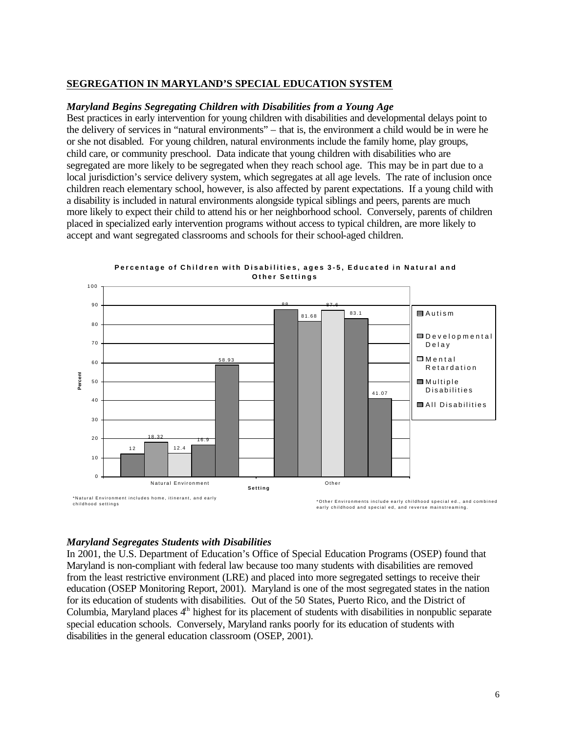## SEGREGATION IN MARYLAND'S SPECIAL EDUCATION SYSTEM

### *Maryland Begins Segregating Children with Disabilities from a Young Age*

Best practices in early intervention for young children with disabilities and developmental delays point to the delivery of services in "natural environments" – that is, the environment a child would be in were he or she not disabled. For young children, natural environments include the family home, play groups, child care, or community preschool. Data indicate that young children with disabilities who are segregated are more likely to be segregated when they reach school age. This may be in part due to a local jurisdiction's service delivery system, which segregates at all age levels. The rate of inclusion once children reach elementary school, however, is also affected by parent expectations. If a young child with a disability is included in natural environments alongside typical siblings and peers, parents are much more likely to expect their child to attend his or her neighborhood school. Conversely, parents of children placed in specialized early intervention programs without access to typical children, are more likely to accept and want segregated classrooms and schools for their school-aged children.

**Percentage of Children with Disabilities, ages 3-5, Educated in Natural and Other Settings**

| Setting | Autism | Developmental Delay | Mental Retardation | Multiple Disabilities | All Disabilities |
|---|---|---|---|---|---|
| Natural Environment | 12 | 18.32 | 12.4 | 16.9 | 58.93 |
| Other | 88 | 81.68 | 87.6 | 83.1 | 41.07 |

*Natural Environment includes home, itinerant, and early childhood settings

*Other Environments include early childhood special ed., and combined early childhood and special ed, and reverse mainstreaming.

### *Maryland Segregates Students with Disabilities*

In 2001, the U.S. Department of Education's Office of Special Education Programs (OSEP) found that Maryland is non-compliant with federal law because too many students with disabilities are removed from the least restrictive environment (LRE) and placed into more segregated settings to receive their education (OSEP Monitoring Report, 2001). Maryland is one of the most segregated states in the nation for its education of students with disabilities. Out of the 50 States, Puerto Rico, and the District of Columbia, Maryland places 4th highest for its placement of students with disabilities in nonpublic separate special education schools. Conversely, Maryland ranks poorly for its education of students with disabilities in the general education classroom (OSEP, 2001).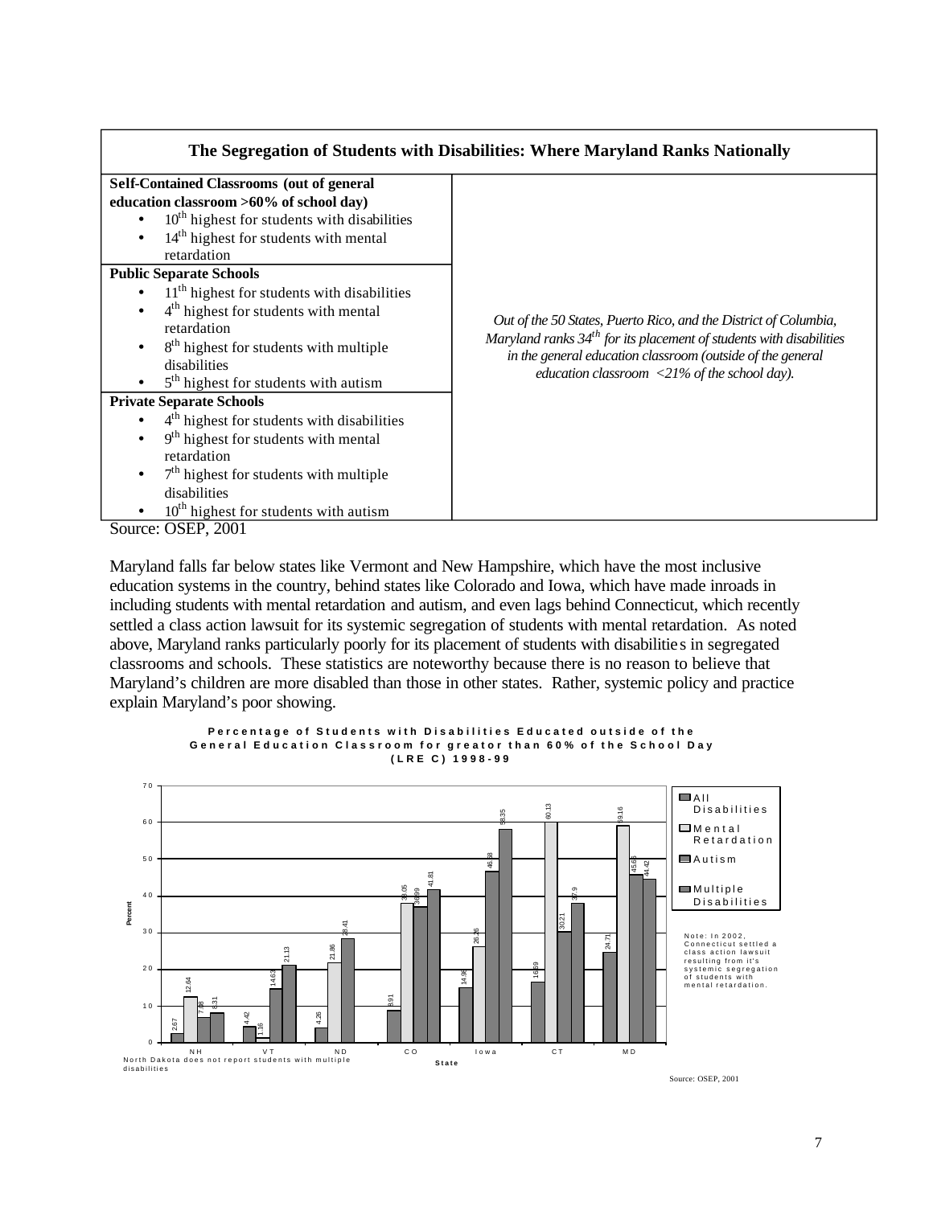| The Segregation of Students with Disabilities: Where Maryland Ranks Nationally | |
|---|---|
| **Self-Contained Classrooms (out of general education classroom >60% of school day)**<br>• 10th highest for students with disabilities<br>• 14th highest for students with mental retardation | *Out of the 50 States, Puerto Rico, and the District of Columbia, Maryland ranks 34th for its placement of students with disabilities in the general education classroom (outside of the general education classroom <21% of the school day).* |
| **Public Separate Schools**<br>• 11th highest for students with disabilities<br>• 4th highest for students with mental retardation<br>• 8th highest for students with multiple disabilities<br>• 5th highest for students with autism | |
| **Private Separate Schools**<br>• 4th highest for students with disabilities<br>• 9th highest for students with mental retardation<br>• 7th highest for students with multiple disabilities<br>• 10th highest for students with autism | |

Source: OSEP, 2001

Maryland falls far below states like Vermont and New Hampshire, which have the most inclusive education systems in the country, behind states like Colorado and Iowa, which have made inroads in including students with mental retardation and autism, and even lags behind Connecticut, which recently settled a class action lawsuit for its systemic segregation of students with mental retardation. As noted above, Maryland ranks particularly poorly for its placement of students with disabilities in segregated classrooms and schools. These statistics are noteworthy because there is no reason to believe that Maryland's children are more disabled than those in other states. Rather, systemic policy and practice explain Maryland's poor showing.

**Percentage of Students with Disabilities Educated outside of the General Education Classroom for greator than 60% of the School Day (LRE C) 1998-99**

| State | All Disabilities | Mental Retardation | Autism | Multiple Disabilities |
|---|---|---|---|---|
| NH | 2.67 | 12.64 | 7.08 | 8.31 |
| VT | 4.42 | 1.16 | 14.63 | 21.13 |
| ND | 4.26 | 21.86 | 28.41 | |
| CO | 8.91 | 38.05 | 36.99 | 41.81 |
| Iowa | 14.98 | 26.26 | 46.68 | 58.35 |
| CT | 16.59 | 60.13 | 30.21 | 37.9 |
| MD | 24.71 | 59.16 | 45.65 | 44.42 |

Note: In 2002, Connecticut settled a class action lawsuit resulting from it's systemic segregation of students with mental retardation.

North Dakota does not report students with multiple disabilities

Source: OSEP, 2001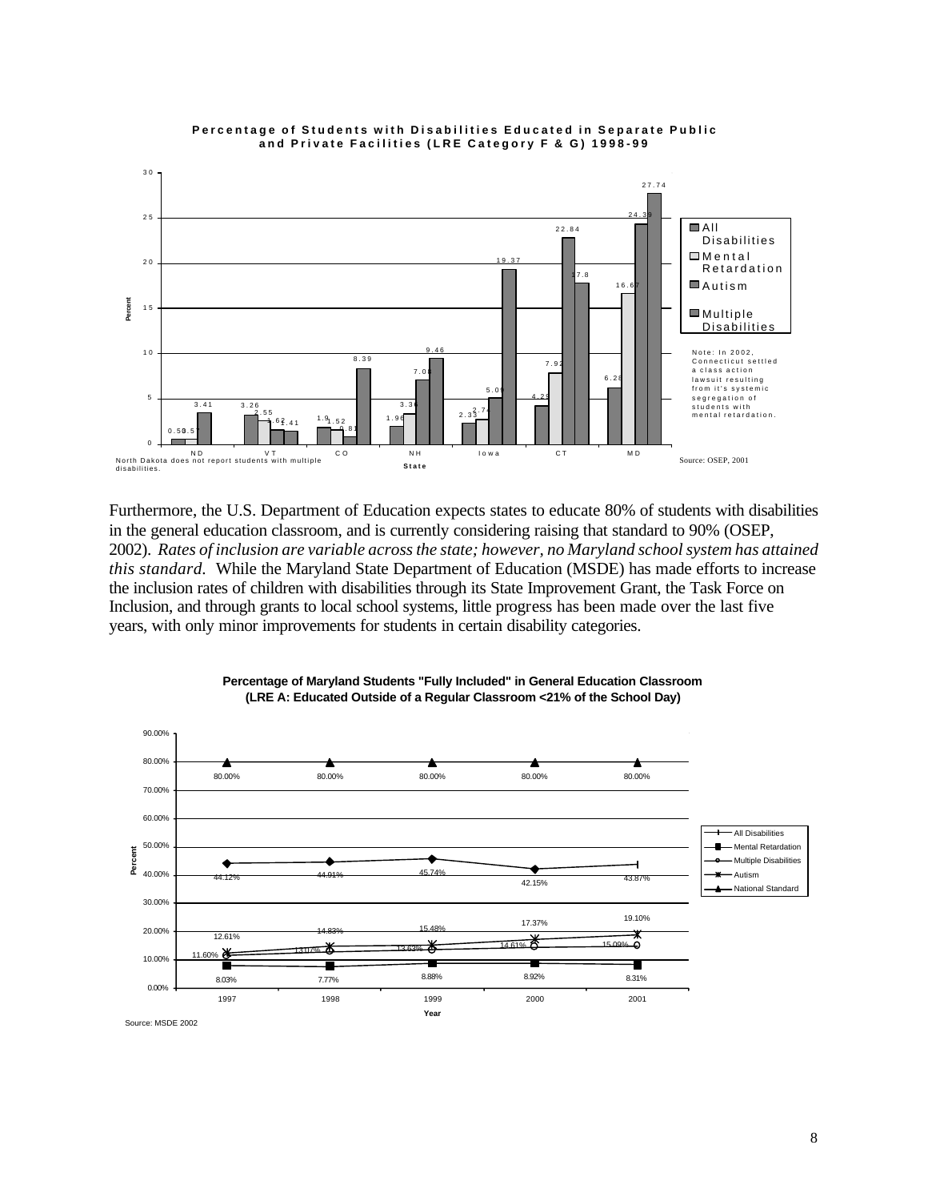**Percentage of Students with Disabilities Educated in Separate Public and Private Facilities (LRE Category F & G) 1998-99**

| State | All Disabilities | Mental Retardation | Autism | Multiple Disabilities |
|---|---|---|---|---|
| ND | 0.58 | 0.57 | 3.41 | |
| VT | 3.26 | 2.55 | 1.62 | 1.41 |
| CO | 1.9 | 1.52 | 0.81 | 8.39 |
| NH | 1.96 | 3.36 | 7.08 | 9.46 |
| Iowa | 2.33 | 2.74 | 5.09 | 19.37 |
| CT | 4.29 | 7.92 | 22.84 | 17.8 |
| MD | 6.28 | 16.67 | 24.39 | 27.74 |

North Dakota does not report students with multiple disabilities.

Note: In 2002, Connecticut settled a class action lawsuit resulting from it's systemic segregation of students with mental retardation.

Source: OSEP, 2001

Furthermore, the U.S. Department of Education expects states to educate 80% of students with disabilities in the general education classroom, and is currently considering raising that standard to 90% (OSEP, 2002). *Rates of inclusion are variable across the state; however, no Maryland school system has attained this standard.* While the Maryland State Department of Education (MSDE) has made efforts to increase the inclusion rates of children with disabilities through its State Improvement Grant, the Task Force on Inclusion, and through grants to local school systems, little progress has been made over the last five years, with only minor improvements for students in certain disability categories.

**Percentage of Maryland Students "Fully Included" in General Education Classroom (LRE A: Educated Outside of a Regular Classroom <21% of the School Day)**

| Year | All Disabilities | Mental Retardation | Multiple Disabilities | Autism | National Standard |
|---|---|---|---|---|---|
| 1997 | 44.12% | 8.03% | 11.60% | 12.61% | 80.00% |
| 1998 | 44.91% | 7.77% | 13.07% | 14.83% | 80.00% |
| 1999 | 45.74% | 8.88% | 13.63% | 15.48% | 80.00% |
| 2000 | 42.15% | 8.92% | 14.61% | 17.37% | 80.00% |
| 2001 | 43.87% | 8.31% | 15.09% | 19.10% | 80.00% |

Source: MSDE 2002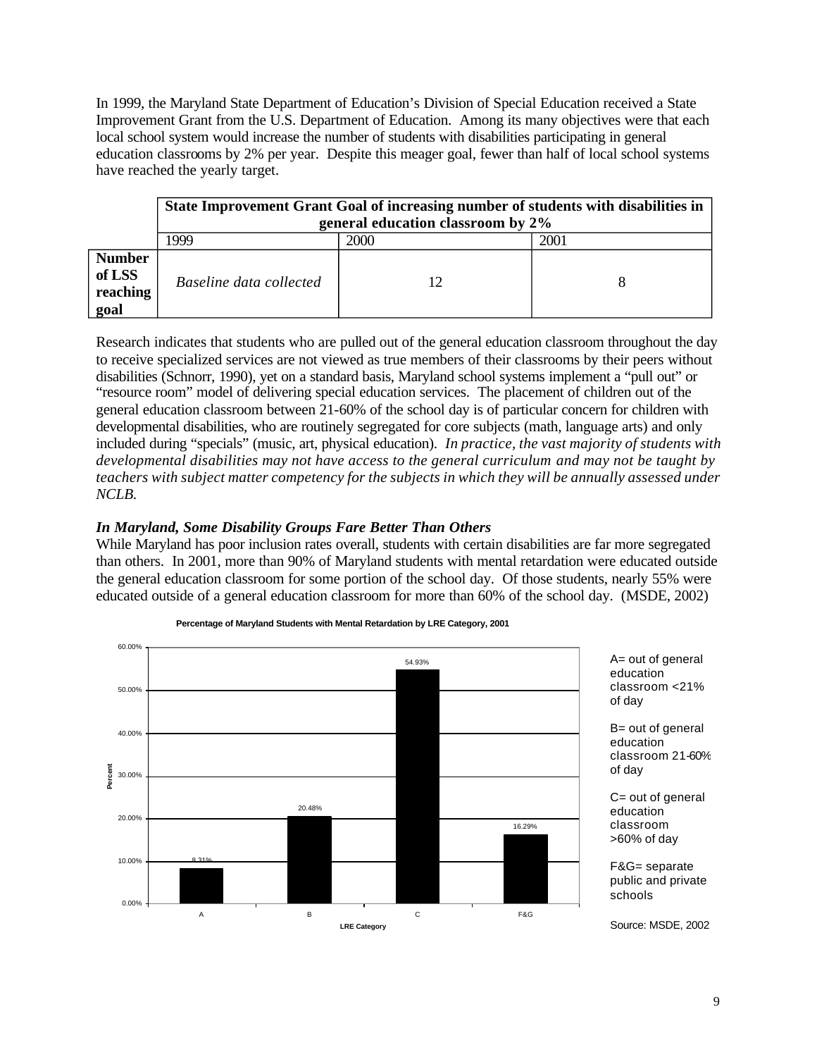In 1999, the Maryland State Department of Education's Division of Special Education received a State Improvement Grant from the U.S. Department of Education. Among its many objectives were that each local school system would increase the number of students with disabilities participating in general education classrooms by 2% per year. Despite this meager goal, fewer than half of local school systems have reached the yearly target.

| | **State Improvement Grant Goal of increasing number of students with disabilities in general education classroom by 2%** | | |
|---|---|---|---|
| | 1999 | 2000 | 2001 |
| **Number of LSS reaching goal** | *Baseline data collected* | 12 | 8 |

Research indicates that students who are pulled out of the general education classroom throughout the day to receive specialized services are not viewed as true members of their classrooms by their peers without disabilities (Schnorr, 1990), yet on a standard basis, Maryland school systems implement a "pull out" or "resource room" model of delivering special education services. The placement of children out of the general education classroom between 21-60% of the school day is of particular concern for children with developmental disabilities, who are routinely segregated for core subjects (math, language arts) and only included during "specials" (music, art, physical education). *In practice, the vast majority of students with developmental disabilities may not have access to the general curriculum and may not be taught by teachers with subject matter competency for the subjects in which they will be annually assessed under NCLB.*

### *In Maryland, Some Disability Groups Fare Better Than Others*

While Maryland has poor inclusion rates overall, students with certain disabilities are far more segregated than others. In 2001, more than 90% of Maryland students with mental retardation were educated outside the general education classroom for some portion of the school day. Of those students, nearly 55% were educated outside of a general education classroom for more than 60% of the school day. (MSDE, 2002)

**Percentage of Maryland Students with Mental Retardation by LRE Category, 2001**

| LRE Category | Percent |
|---|---|
| A | 8.31% |
| B | 20.48% |
| C | 54.93% |
| F&G | 16.29% |

A= out of general education classroom <21% of day

B= out of general education classroom 21-60% of day

C= out of general education classroom >60% of day

F&G= separate public and private schools

Source: MSDE, 2002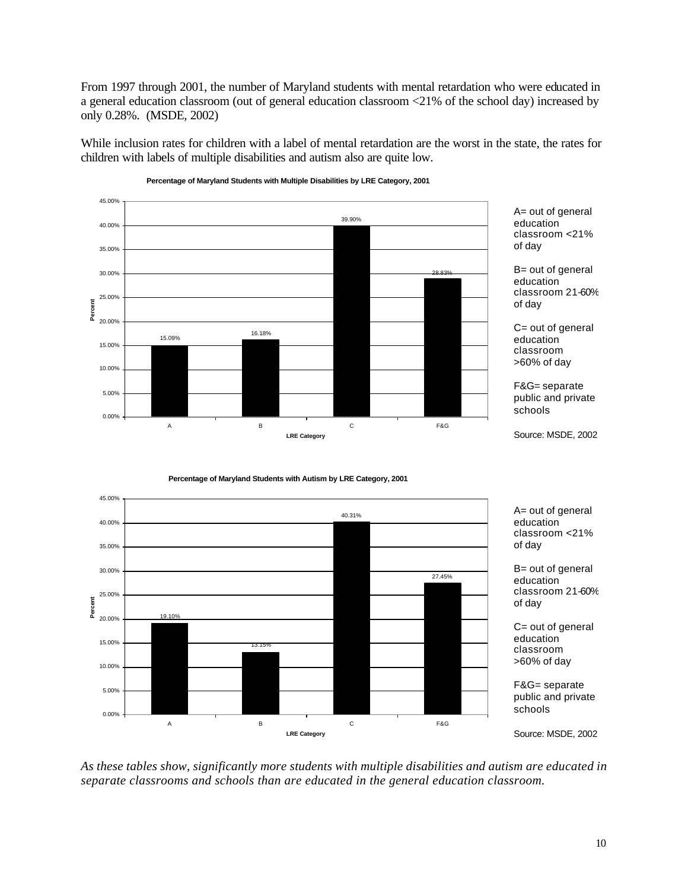From 1997 through 2001, the number of Maryland students with mental retardation who were educated in a general education classroom (out of general education classroom <21% of the school day) increased by only 0.28%. (MSDE, 2002)

While inclusion rates for children with a label of mental retardation are the worst in the state, the rates for children with labels of multiple disabilities and autism also are quite low.

**Percentage of Maryland Students with Multiple Disabilities by LRE Category, 2001**

| LRE Category | Percent |
|---|---|
| A | 15.09% |
| B | 16.18% |
| C | 39.90% |
| F&G | 28.83% |

A= out of general education classroom <21% of day

B= out of general education classroom 21-60% of day

C= out of general education classroom >60% of day

F&G= separate public and private schools

Source: MSDE, 2002

**Percentage of Maryland Students with Autism by LRE Category, 2001**

| LRE Category | Percent |
|---|---|
| A | 19.10% |
| B | 13.15% |
| C | 40.31% |
| F&G | 27.45% |

A= out of general education classroom <21% of day

B= out of general education classroom 21-60% of day

C= out of general education classroom >60% of day

F&G= separate public and private schools

Source: MSDE, 2002

*As these tables show, significantly more students with multiple disabilities and autism are educated in separate classrooms and schools than are educated in the general education classroom.*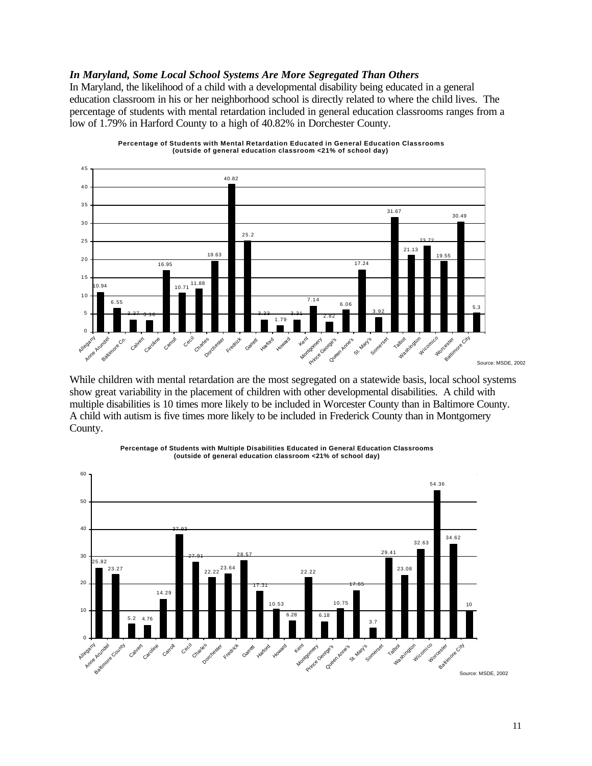***In Maryland, Some Local School Systems Are More Segregated Than Others***

In Maryland, the likelihood of a child with a developmental disability being educated in a general education classroom in his or her neighborhood school is directly related to where the child lives. The percentage of students with mental retardation included in general education classrooms ranges from a low of 1.79% in Harford County to a high of 40.82% in Dorchester County.

**Percentage of Students with Mental Retardation Educated in General Education Classrooms (outside of general education classroom <21% of school day)**

| School System | Percentage |
|---|---|
| Allegany | 10.94 |
| Anne Arundel | 6.55 |
| Baltimore Co. | 3.37 |
| Calvert | 3.16 |
| Caroline | 16.95 |
| Carroll | 10.71 |
| Cecil | 11.88 |
| Charles | 19.63 |
| Dorchester | 40.82 |
| Fredrick | 25.2 |
| Garrett | 3.33 |
| Harford | 1.79 |
| Howard | 3.31 |
| Kent | 7.14 |
| Montgomery | 2.82 |
| Prince George's | 6.06 |
| Queen Anne's | 17.24 |
| St. Mary's | 3.92 |
| Somerset | 31.67 |
| Talbot | 21.13 |
| Washington | 23.72 |
| Wicomico | 19.55 |
| Worcester | 30.49 |
| Baltimore City | 5.3 |

Source: MSDE, 2002

While children with mental retardation are the most segregated on a statewide basis, local school systems show great variability in the placement of children with other developmental disabilities. A child with multiple disabilities is 10 times more likely to be included in Worcester County than in Baltimore County. A child with autism is five times more likely to be included in Frederick County than in Montgomery County.

**Percentage of Students with Multiple Disabilities Educated in General Education Classrooms (outside of general education classroom <21% of school day)**

| School System | Percentage |
|---|---|
| Allegany | 25.82 |
| Anne Arundel | 23.27 |
| Baltimore County | 5.2 |
| Calvert | 4.76 |
| Caroline | 14.29 |
| Carroll | 37.93 |
| Cecil | 27.91 |
| Charles | 22.22 |
| Dorchester | 23.64 |
| Fredrick | 28.57 |
| Garrett | 17.31 |
| Harford | 10.53 |
| Howard | 6.28 |
| Kent | 22.22 |
| Montgomery | 6.18 |
| Prince George's | 10.75 |
| Queen Anne's | 17.65 |
| St. Mary's | 3.7 |
| Somerset | 29.41 |
| Talbot | 23.08 |
| Washington | 32.63 |
| Wicomico | 54.36 |
| Worcester | 34.62 |
| Baltimore City | 10 |

Source: MSDE, 2002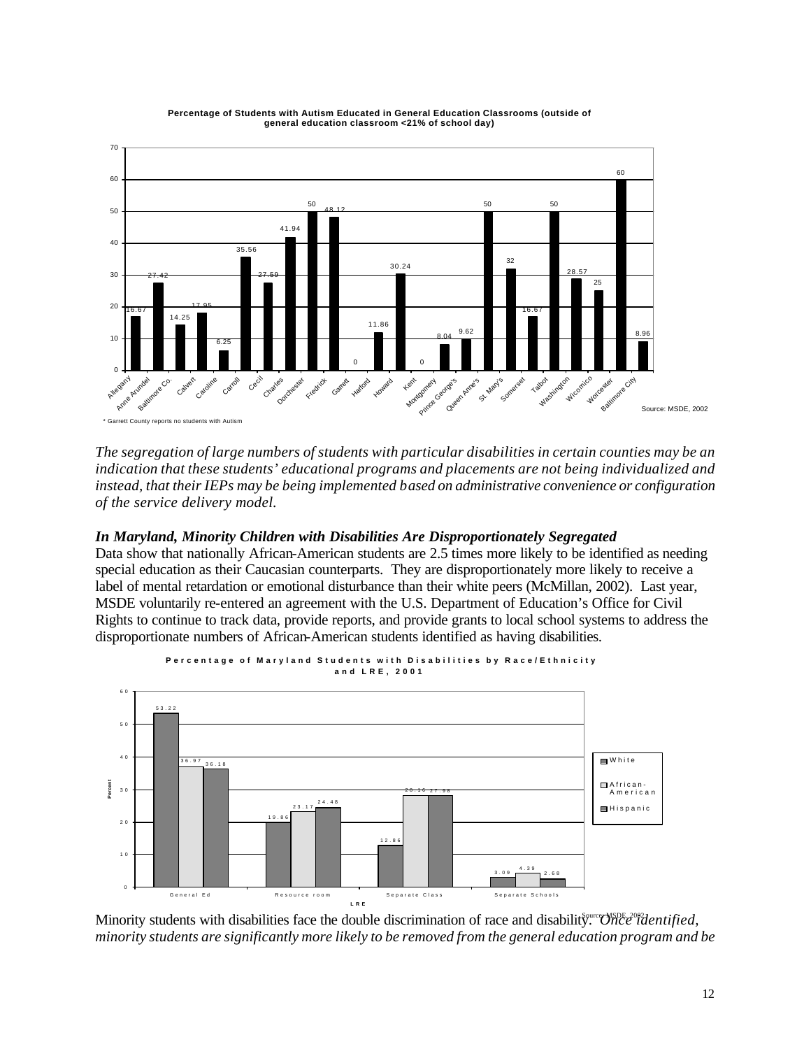**Percentage of Students with Autism Educated in General Education Classrooms (outside of general education classroom <21% of school day)**

| County | Percent |
|---|---|
| Allegany | 16.67 |
| Anne Arundel | 27.42 |
| Baltimore Co. | 14.25 |
| Calvert | 17.95 |
| Caroline | 6.25 |
| Carroll | 35.56 |
| Cecil | 27.59 |
| Charles | 41.94 |
| Dorchester | 50 |
| Fredrick | 48.12 |
| Garrett | 0 |
| Harford | 11.86 |
| Howard | 30.24 |
| Kent | 0 |
| Montgomery | 8.04 |
| Prince George's | 9.62 |
| Queen Anne's | 50 |
| St. Mary's | 32 |
| Somerset | 16.67 |
| Talbot | 50 |
| Washington | 28.57 |
| Wicomico | 25 |
| Worcester | 60 |
| Baltimore City | 8.96 |

Source: MSDE, 2002

\* Garrett County reports no students with Autism

*The segregation of large numbers of students with particular disabilities in certain counties may be an indication that these students' educational programs and placements are not being individualized and instead, that their IEPs may be being implemented based on administrative convenience or configuration of the service delivery model.*

### *In Maryland, Minority Children with Disabilities Are Disproportionately Segregated*

Data show that nationally African-American students are 2.5 times more likely to be identified as needing special education as their Caucasian counterparts. They are disproportionately more likely to receive a label of mental retardation or emotional disturbance than their white peers (McMillan, 2002). Last year, MSDE voluntarily re-entered an agreement with the U.S. Department of Education's Office for Civil Rights to continue to track data, provide reports, and provide grants to local school systems to address the disproportionate numbers of African-American students identified as having disabilities.

**Percentage of Maryland Students with Disabilities by Race/Ethnicity and LRE, 2001**

| LRE | White | African-American | Hispanic |
|---|---|---|---|
| General Ed | 53.22 | 36.97 | 36.18 |
| Resource room | 19.86 | 23.17 | 24.48 |
| Separate Class | 12.86 | 28.16 | 27.98 |
| Separate Schools | 3.09 | 4.39 | 2.68 |

Source: MSDE, 2002

Minority students with disabilities face the double discrimination of race and disability. *Once identified, minority students are significantly more likely to be removed from the general education program and be*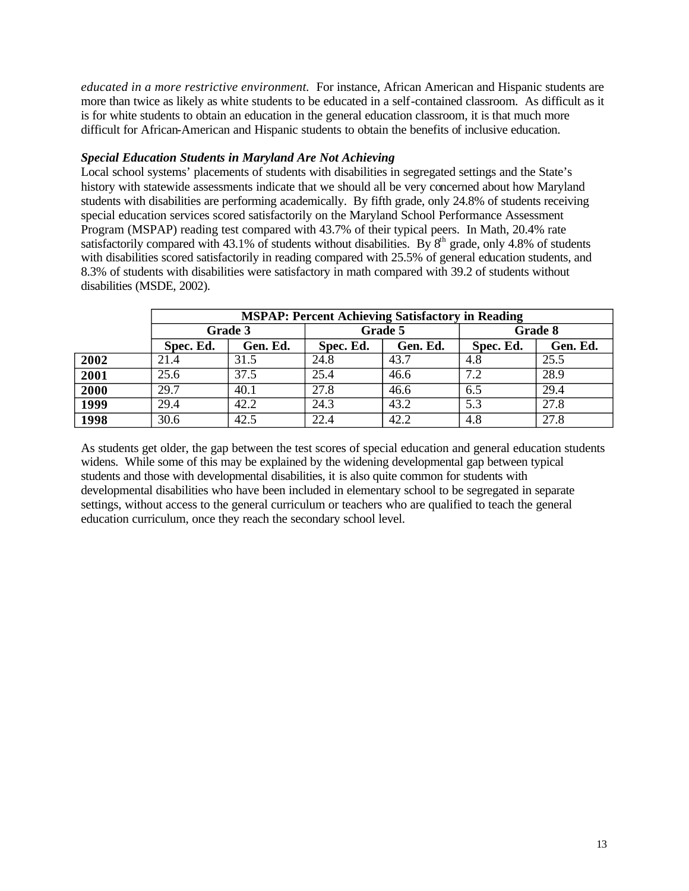*educated in a more restrictive environment.* For instance, African American and Hispanic students are more than twice as likely as white students to be educated in a self-contained classroom. As difficult as it is for white students to obtain an education in the general education classroom, it is that much more difficult for African-American and Hispanic students to obtain the benefits of inclusive education.

***Special Education Students in Maryland Are Not Achieving***

Local school systems' placements of students with disabilities in segregated settings and the State's history with statewide assessments indicate that we should all be very concerned about how Maryland students with disabilities are performing academically. By fifth grade, only 24.8% of students receiving special education services scored satisfactorily on the Maryland School Performance Assessment Program (MSPAP) reading test compared with 43.7% of their typical peers. In Math, 20.4% rate satisfactorily compared with 43.1% of students without disabilities. By 8th grade, only 4.8% of students with disabilities scored satisfactorily in reading compared with 25.5% of general education students, and 8.3% of students with disabilities were satisfactory in math compared with 39.2 of students without disabilities (MSDE, 2002).

| | **MSPAP: Percent Achieving Satisfactory in Reading** | | | | | |
|---|---|---|---|---|---|---|
| | **Grade 3** | | **Grade 5** | | **Grade 8** | |
| | **Spec. Ed.** | **Gen. Ed.** | **Spec. Ed.** | **Gen. Ed.** | **Spec. Ed.** | **Gen. Ed.** |
| **2002** | 21.4 | 31.5 | 24.8 | 43.7 | 4.8 | 25.5 |
| **2001** | 25.6 | 37.5 | 25.4 | 46.6 | 7.2 | 28.9 |
| **2000** | 29.7 | 40.1 | 27.8 | 46.6 | 6.5 | 29.4 |
| **1999** | 29.4 | 42.2 | 24.3 | 43.2 | 5.3 | 27.8 |
| **1998** | 30.6 | 42.5 | 22.4 | 42.2 | 4.8 | 27.8 |

As students get older, the gap between the test scores of special education and general education students widens. While some of this may be explained by the widening developmental gap between typical students and those with developmental disabilities, it is also quite common for students with developmental disabilities who have been included in elementary school to be segregated in separate settings, without access to the general curriculum or teachers who are qualified to teach the general education curriculum, once they reach the secondary school level.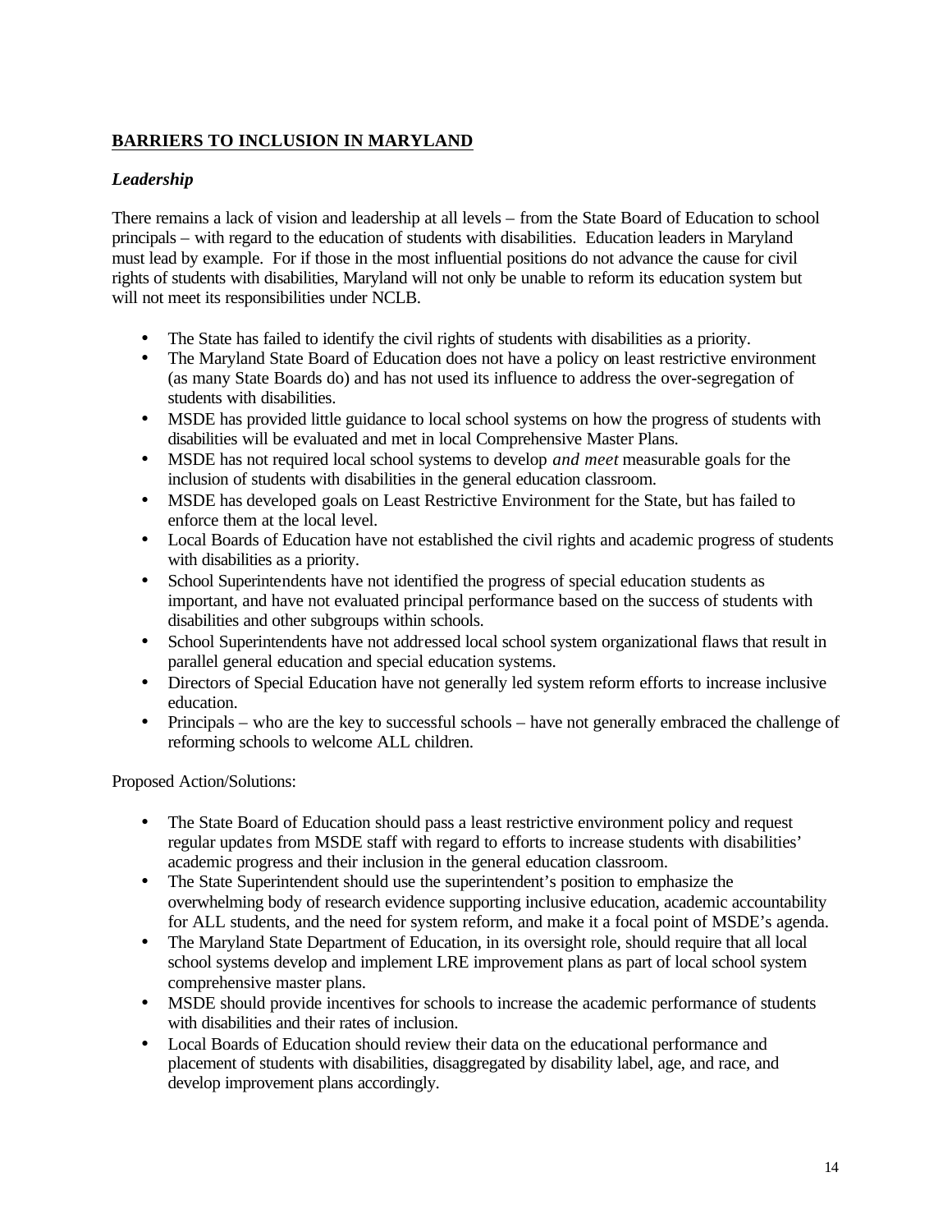## **BARRIERS TO INCLUSION IN MARYLAND**

### ***Leadership***

There remains a lack of vision and leadership at all levels – from the State Board of Education to school principals – with regard to the education of students with disabilities. Education leaders in Maryland must lead by example. For if those in the most influential positions do not advance the cause for civil rights of students with disabilities, Maryland will not only be unable to reform its education system but will not meet its responsibilities under NCLB.

- The State has failed to identify the civil rights of students with disabilities as a priority.
- The Maryland State Board of Education does not have a policy on least restrictive environment (as many State Boards do) and has not used its influence to address the over-segregation of students with disabilities.
- MSDE has provided little guidance to local school systems on how the progress of students with disabilities will be evaluated and met in local Comprehensive Master Plans.
- MSDE has not required local school systems to develop *and meet* measurable goals for the inclusion of students with disabilities in the general education classroom.
- MSDE has developed goals on Least Restrictive Environment for the State, but has failed to enforce them at the local level.
- Local Boards of Education have not established the civil rights and academic progress of students with disabilities as a priority.
- School Superintendents have not identified the progress of special education students as important, and have not evaluated principal performance based on the success of students with disabilities and other subgroups within schools.
- School Superintendents have not addressed local school system organizational flaws that result in parallel general education and special education systems.
- Directors of Special Education have not generally led system reform efforts to increase inclusive education.
- Principals – who are the key to successful schools – have not generally embraced the challenge of reforming schools to welcome ALL children.

Proposed Action/Solutions:

- The State Board of Education should pass a least restrictive environment policy and request regular updates from MSDE staff with regard to efforts to increase students with disabilities' academic progress and their inclusion in the general education classroom.
- The State Superintendent should use the superintendent's position to emphasize the overwhelming body of research evidence supporting inclusive education, academic accountability for ALL students, and the need for system reform, and make it a focal point of MSDE's agenda.
- The Maryland State Department of Education, in its oversight role, should require that all local school systems develop and implement LRE improvement plans as part of local school system comprehensive master plans.
- MSDE should provide incentives for schools to increase the academic performance of students with disabilities and their rates of inclusion.
- Local Boards of Education should review their data on the educational performance and placement of students with disabilities, disaggregated by disability label, age, and race, and develop improvement plans accordingly.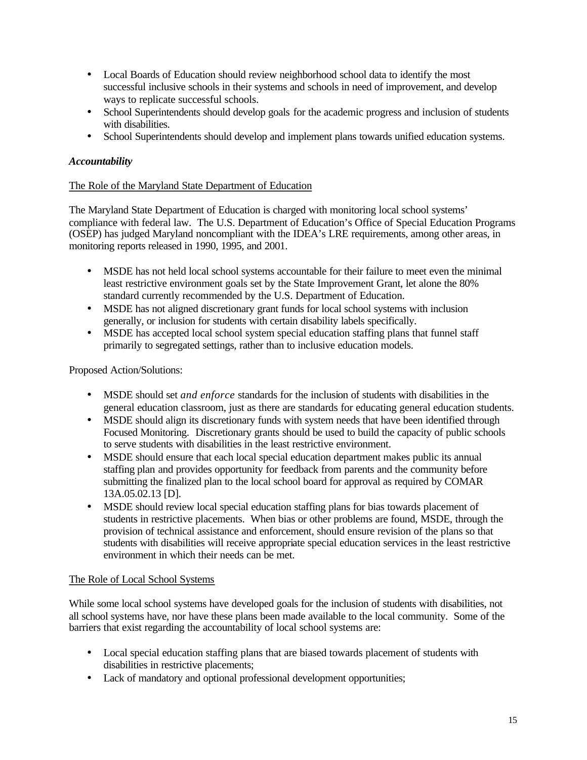- Local Boards of Education should review neighborhood school data to identify the most successful inclusive schools in their systems and schools in need of improvement, and develop ways to replicate successful schools.
- School Superintendents should develop goals for the academic progress and inclusion of students with disabilities.
- School Superintendents should develop and implement plans towards unified education systems.

***Accountability***

<u>The Role of the Maryland State Department of Education</u>

The Maryland State Department of Education is charged with monitoring local school systems' compliance with federal law. The U.S. Department of Education's Office of Special Education Programs (OSEP) has judged Maryland noncompliant with the IDEA's LRE requirements, among other areas, in monitoring reports released in 1990, 1995, and 2001.

- MSDE has not held local school systems accountable for their failure to meet even the minimal least restrictive environment goals set by the State Improvement Grant, let alone the 80% standard currently recommended by the U.S. Department of Education.
- MSDE has not aligned discretionary grant funds for local school systems with inclusion generally, or inclusion for students with certain disability labels specifically.
- MSDE has accepted local school system special education staffing plans that funnel staff primarily to segregated settings, rather than to inclusive education models.

Proposed Action/Solutions:

- MSDE should set *and enforce* standards for the inclusion of students with disabilities in the general education classroom, just as there are standards for educating general education students.
- MSDE should align its discretionary funds with system needs that have been identified through Focused Monitoring. Discretionary grants should be used to build the capacity of public schools to serve students with disabilities in the least restrictive environment.
- MSDE should ensure that each local special education department makes public its annual staffing plan and provides opportunity for feedback from parents and the community before submitting the finalized plan to the local school board for approval as required by COMAR 13A.05.02.13 [D].
- MSDE should review local special education staffing plans for bias towards placement of students in restrictive placements. When bias or other problems are found, MSDE, through the provision of technical assistance and enforcement, should ensure revision of the plans so that students with disabilities will receive appropriate special education services in the least restrictive environment in which their needs can be met.

<u>The Role of Local School Systems</u>

While some local school systems have developed goals for the inclusion of students with disabilities, not all school systems have, nor have these plans been made available to the local community. Some of the barriers that exist regarding the accountability of local school systems are:

- Local special education staffing plans that are biased towards placement of students with disabilities in restrictive placements;
- Lack of mandatory and optional professional development opportunities;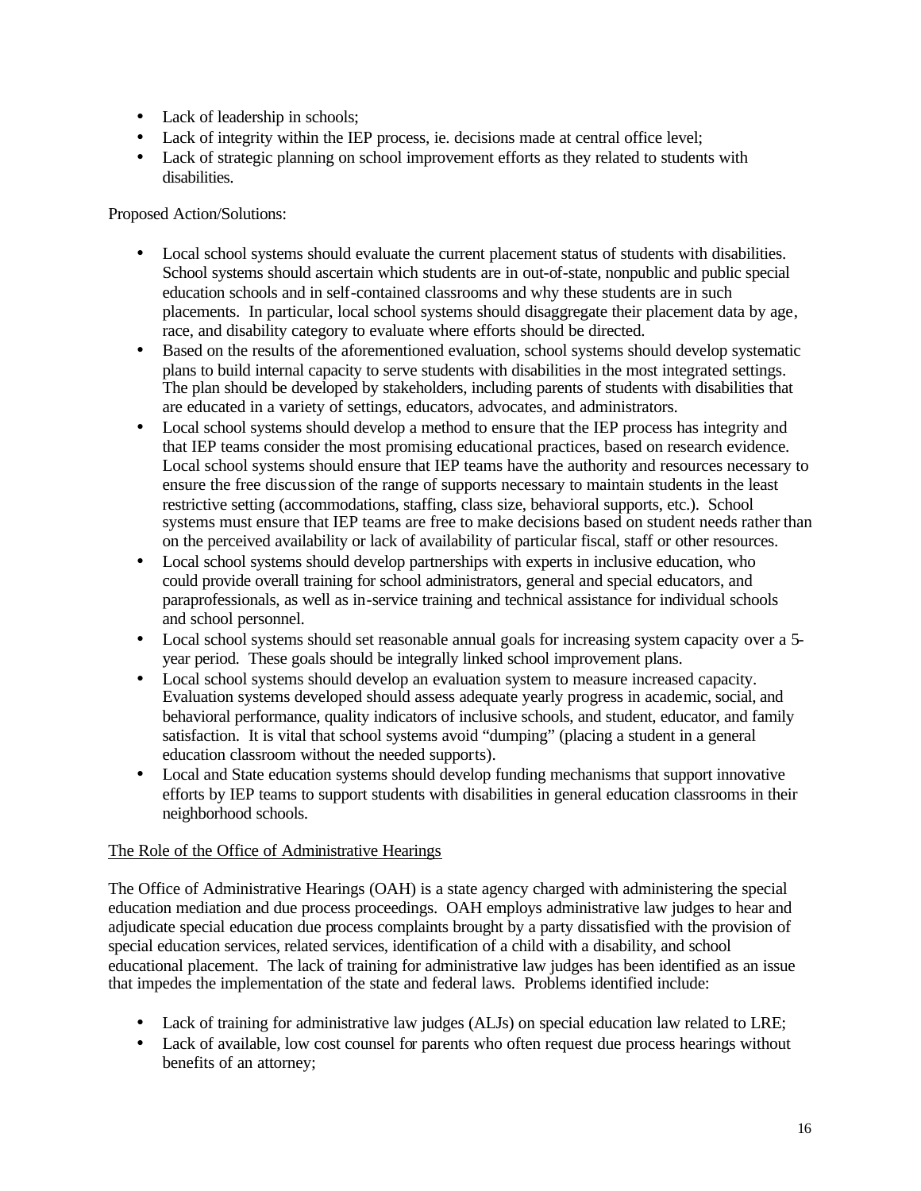- Lack of leadership in schools;
- Lack of integrity within the IEP process, ie. decisions made at central office level;
- Lack of strategic planning on school improvement efforts as they related to students with disabilities.

Proposed Action/Solutions:

- Local school systems should evaluate the current placement status of students with disabilities. School systems should ascertain which students are in out-of-state, nonpublic and public special education schools and in self-contained classrooms and why these students are in such placements. In particular, local school systems should disaggregate their placement data by age, race, and disability category to evaluate where efforts should be directed.
- Based on the results of the aforementioned evaluation, school systems should develop systematic plans to build internal capacity to serve students with disabilities in the most integrated settings. The plan should be developed by stakeholders, including parents of students with disabilities that are educated in a variety of settings, educators, advocates, and administrators.
- Local school systems should develop a method to ensure that the IEP process has integrity and that IEP teams consider the most promising educational practices, based on research evidence. Local school systems should ensure that IEP teams have the authority and resources necessary to ensure the free discussion of the range of supports necessary to maintain students in the least restrictive setting (accommodations, staffing, class size, behavioral supports, etc.). School systems must ensure that IEP teams are free to make decisions based on student needs rather than on the perceived availability or lack of availability of particular fiscal, staff or other resources.
- Local school systems should develop partnerships with experts in inclusive education, who could provide overall training for school administrators, general and special educators, and paraprofessionals, as well as in-service training and technical assistance for individual schools and school personnel.
- Local school systems should set reasonable annual goals for increasing system capacity over a 5-year period. These goals should be integrally linked school improvement plans.
- Local school systems should develop an evaluation system to measure increased capacity. Evaluation systems developed should assess adequate yearly progress in academic, social, and behavioral performance, quality indicators of inclusive schools, and student, educator, and family satisfaction. It is vital that school systems avoid "dumping" (placing a student in a general education classroom without the needed supports).
- Local and State education systems should develop funding mechanisms that support innovative efforts by IEP teams to support students with disabilities in general education classrooms in their neighborhood schools.

<u>The Role of the Office of Administrative Hearings</u>

The Office of Administrative Hearings (OAH) is a state agency charged with administering the special education mediation and due process proceedings. OAH employs administrative law judges to hear and adjudicate special education due process complaints brought by a party dissatisfied with the provision of special education services, related services, identification of a child with a disability, and school educational placement. The lack of training for administrative law judges has been identified as an issue that impedes the implementation of the state and federal laws. Problems identified include:

- Lack of training for administrative law judges (ALJs) on special education law related to LRE;
- Lack of available, low cost counsel for parents who often request due process hearings without benefits of an attorney;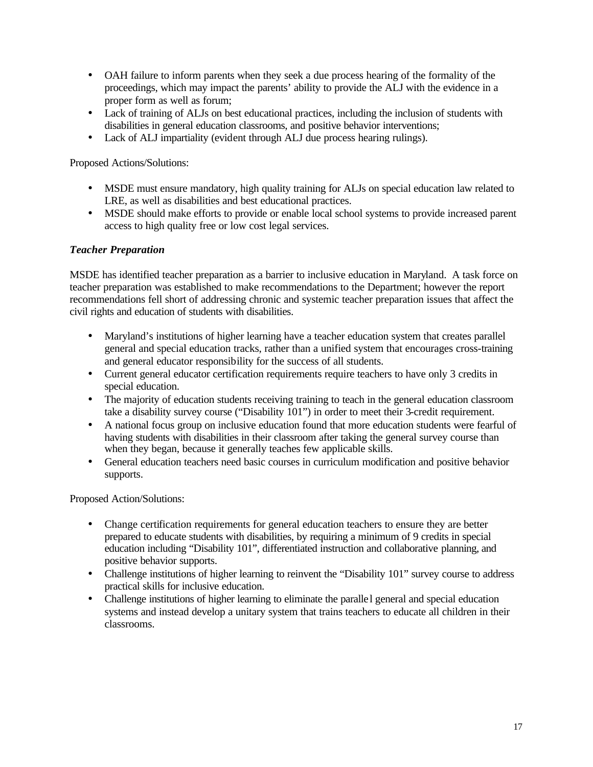- OAH failure to inform parents when they seek a due process hearing of the formality of the proceedings, which may impact the parents' ability to provide the ALJ with the evidence in a proper form as well as forum;
- Lack of training of ALJs on best educational practices, including the inclusion of students with disabilities in general education classrooms, and positive behavior interventions;
- Lack of ALJ impartiality (evident through ALJ due process hearing rulings).

Proposed Actions/Solutions:

- MSDE must ensure mandatory, high quality training for ALJs on special education law related to LRE, as well as disabilities and best educational practices.
- MSDE should make efforts to provide or enable local school systems to provide increased parent access to high quality free or low cost legal services.

***Teacher Preparation***

MSDE has identified teacher preparation as a barrier to inclusive education in Maryland. A task force on teacher preparation was established to make recommendations to the Department; however the report recommendations fell short of addressing chronic and systemic teacher preparation issues that affect the civil rights and education of students with disabilities.

- Maryland's institutions of higher learning have a teacher education system that creates parallel general and special education tracks, rather than a unified system that encourages cross-training and general educator responsibility for the success of all students.
- Current general educator certification requirements require teachers to have only 3 credits in special education.
- The majority of education students receiving training to teach in the general education classroom take a disability survey course ("Disability 101") in order to meet their 3-credit requirement.
- A national focus group on inclusive education found that more education students were fearful of having students with disabilities in their classroom after taking the general survey course than when they began, because it generally teaches few applicable skills.
- General education teachers need basic courses in curriculum modification and positive behavior supports.

Proposed Action/Solutions:

- Change certification requirements for general education teachers to ensure they are better prepared to educate students with disabilities, by requiring a minimum of 9 credits in special education including "Disability 101", differentiated instruction and collaborative planning, and positive behavior supports.
- Challenge institutions of higher learning to reinvent the "Disability 101" survey course to address practical skills for inclusive education.
- Challenge institutions of higher learning to eliminate the parallel general and special education systems and instead develop a unitary system that trains teachers to educate all children in their classrooms.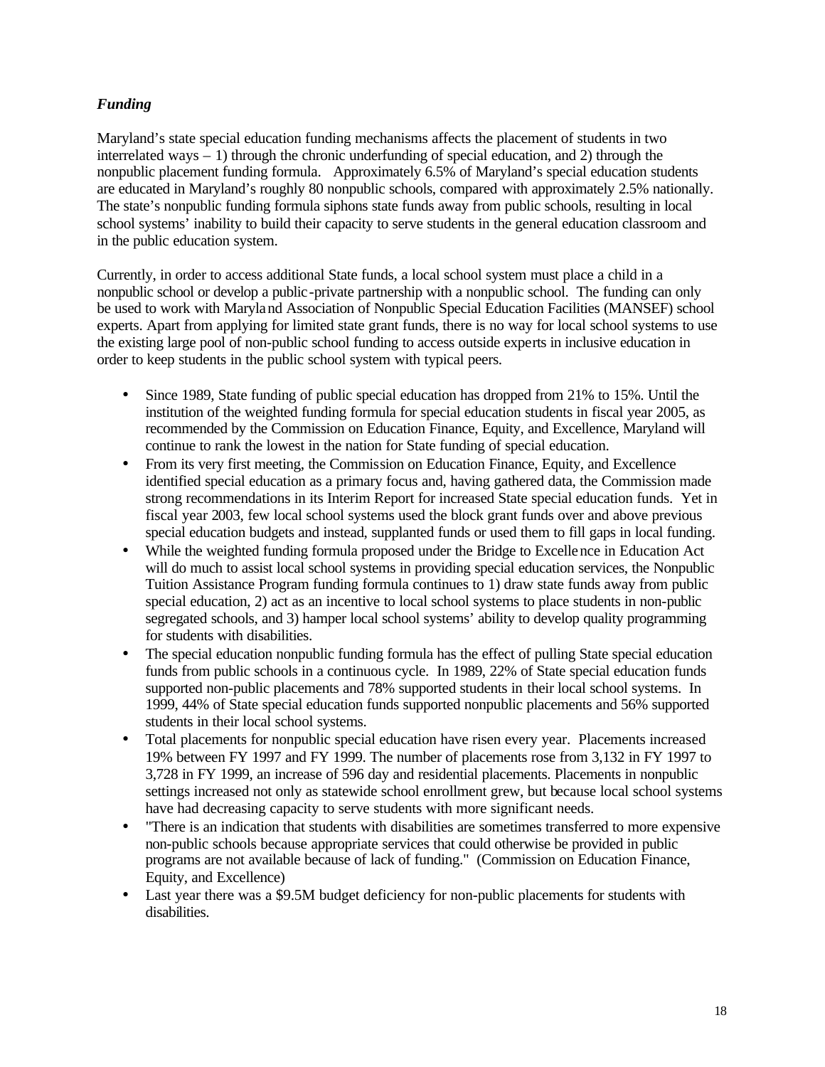### *Funding*

Maryland's state special education funding mechanisms affects the placement of students in two interrelated ways – 1) through the chronic underfunding of special education, and 2) through the nonpublic placement funding formula. Approximately 6.5% of Maryland's special education students are educated in Maryland's roughly 80 nonpublic schools, compared with approximately 2.5% nationally. The state's nonpublic funding formula siphons state funds away from public schools, resulting in local school systems' inability to build their capacity to serve students in the general education classroom and in the public education system.

Currently, in order to access additional State funds, a local school system must place a child in a nonpublic school or develop a public-private partnership with a nonpublic school. The funding can only be used to work with Maryland Association of Nonpublic Special Education Facilities (MANSEF) school experts. Apart from applying for limited state grant funds, there is no way for local school systems to use the existing large pool of non-public school funding to access outside experts in inclusive education in order to keep students in the public school system with typical peers.

- Since 1989, State funding of public special education has dropped from 21% to 15%. Until the institution of the weighted funding formula for special education students in fiscal year 2005, as recommended by the Commission on Education Finance, Equity, and Excellence, Maryland will continue to rank the lowest in the nation for State funding of special education.
- From its very first meeting, the Commission on Education Finance, Equity, and Excellence identified special education as a primary focus and, having gathered data, the Commission made strong recommendations in its Interim Report for increased State special education funds. Yet in fiscal year 2003, few local school systems used the block grant funds over and above previous special education budgets and instead, supplanted funds or used them to fill gaps in local funding.
- While the weighted funding formula proposed under the Bridge to Excellence in Education Act will do much to assist local school systems in providing special education services, the Nonpublic Tuition Assistance Program funding formula continues to 1) draw state funds away from public special education, 2) act as an incentive to local school systems to place students in non-public segregated schools, and 3) hamper local school systems' ability to develop quality programming for students with disabilities.
- The special education nonpublic funding formula has the effect of pulling State special education funds from public schools in a continuous cycle. In 1989, 22% of State special education funds supported non-public placements and 78% supported students in their local school systems. In 1999, 44% of State special education funds supported nonpublic placements and 56% supported students in their local school systems.
- Total placements for nonpublic special education have risen every year. Placements increased 19% between FY 1997 and FY 1999. The number of placements rose from 3,132 in FY 1997 to 3,728 in FY 1999, an increase of 596 day and residential placements. Placements in nonpublic settings increased not only as statewide school enrollment grew, but because local school systems have had decreasing capacity to serve students with more significant needs.
- "There is an indication that students with disabilities are sometimes transferred to more expensive non-public schools because appropriate services that could otherwise be provided in public programs are not available because of lack of funding." (Commission on Education Finance, Equity, and Excellence)
- Last year there was a $9.5M budget deficiency for non-public placements for students with disabilities.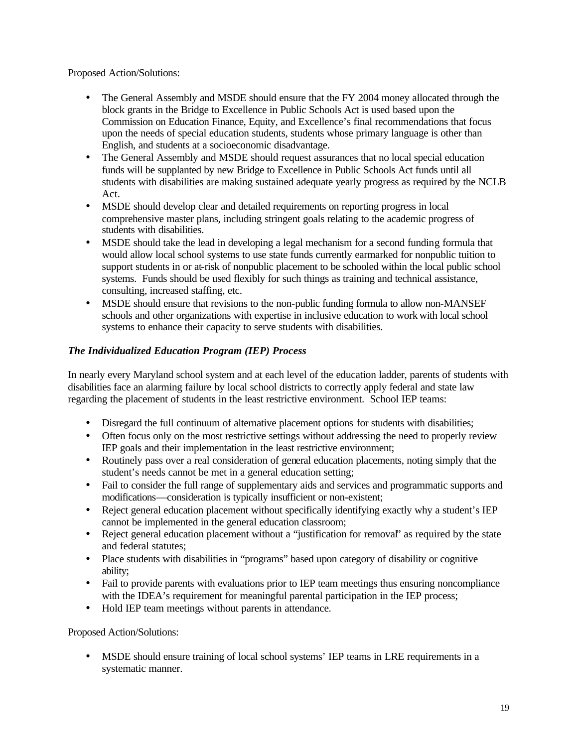Proposed Action/Solutions:

- The General Assembly and MSDE should ensure that the FY 2004 money allocated through the block grants in the Bridge to Excellence in Public Schools Act is used based upon the Commission on Education Finance, Equity, and Excellence's final recommendations that focus upon the needs of special education students, students whose primary language is other than English, and students at a socioeconomic disadvantage.
- The General Assembly and MSDE should request assurances that no local special education funds will be supplanted by new Bridge to Excellence in Public Schools Act funds until all students with disabilities are making sustained adequate yearly progress as required by the NCLB Act.
- MSDE should develop clear and detailed requirements on reporting progress in local comprehensive master plans, including stringent goals relating to the academic progress of students with disabilities.
- MSDE should take the lead in developing a legal mechanism for a second funding formula that would allow local school systems to use state funds currently earmarked for nonpublic tuition to support students in or at-risk of nonpublic placement to be schooled within the local public school systems. Funds should be used flexibly for such things as training and technical assistance, consulting, increased staffing, etc.
- MSDE should ensure that revisions to the non-public funding formula to allow non-MANSEF schools and other organizations with expertise in inclusive education to work with local school systems to enhance their capacity to serve students with disabilities.

### *The Individualized Education Program (IEP) Process*

In nearly every Maryland school system and at each level of the education ladder, parents of students with disabilities face an alarming failure by local school districts to correctly apply federal and state law regarding the placement of students in the least restrictive environment. School IEP teams:

- Disregard the full continuum of alternative placement options for students with disabilities;
- Often focus only on the most restrictive settings without addressing the need to properly review IEP goals and their implementation in the least restrictive environment;
- Routinely pass over a real consideration of general education placements, noting simply that the student's needs cannot be met in a general education setting;
- Fail to consider the full range of supplementary aids and services and programmatic supports and modifications—consideration is typically insufficient or non-existent;
- Reject general education placement without specifically identifying exactly why a student's IEP cannot be implemented in the general education classroom;
- Reject general education placement without a "justification for removal" as required by the state and federal statutes;
- Place students with disabilities in "programs" based upon category of disability or cognitive ability;
- Fail to provide parents with evaluations prior to IEP team meetings thus ensuring noncompliance with the IDEA's requirement for meaningful parental participation in the IEP process;
- Hold IEP team meetings without parents in attendance.

Proposed Action/Solutions:

- MSDE should ensure training of local school systems' IEP teams in LRE requirements in a systematic manner.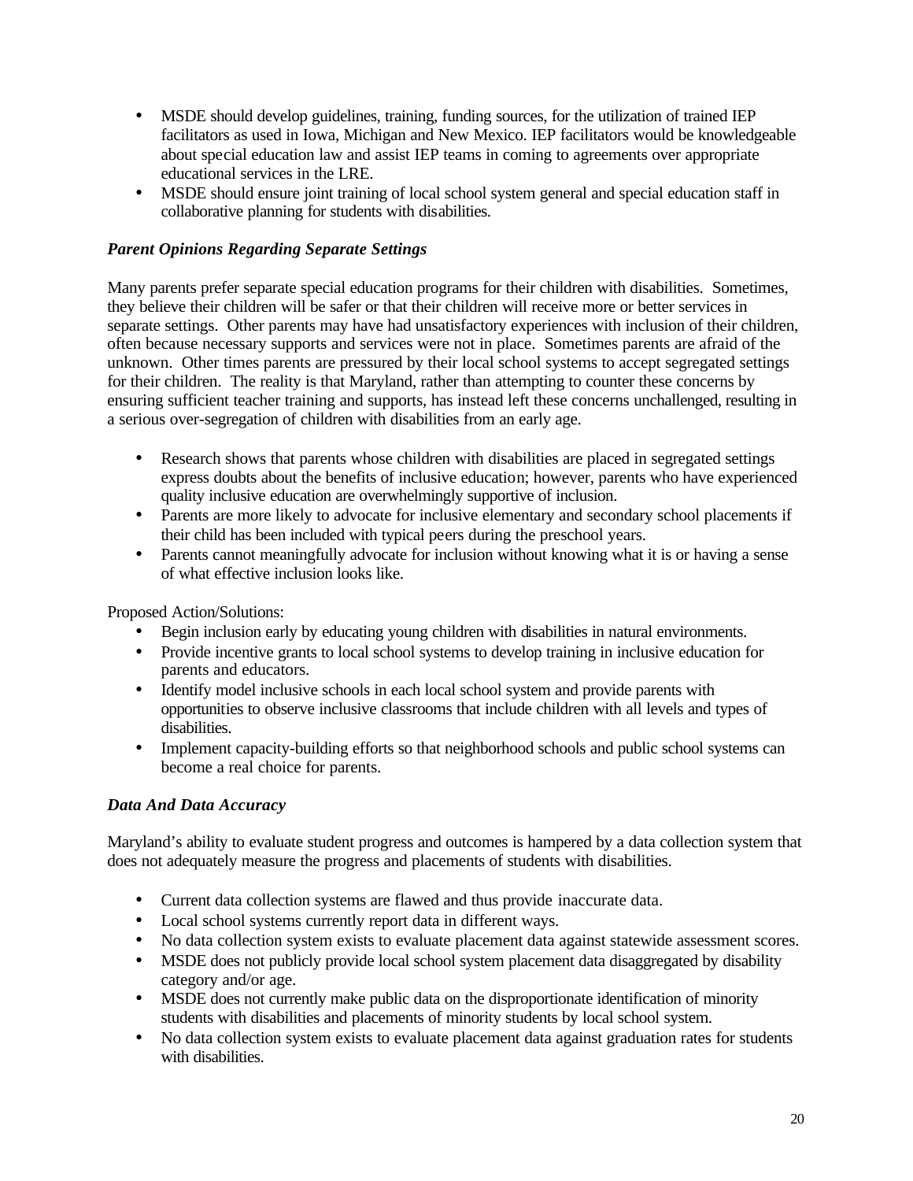- MSDE should develop guidelines, training, funding sources, for the utilization of trained IEP facilitators as used in Iowa, Michigan and New Mexico. IEP facilitators would be knowledgeable about special education law and assist IEP teams in coming to agreements over appropriate educational services in the LRE.
- MSDE should ensure joint training of local school system general and special education staff in collaborative planning for students with disabilities.

### *Parent Opinions Regarding Separate Settings*

Many parents prefer separate special education programs for their children with disabilities. Sometimes, they believe their children will be safer or that their children will receive more or better services in separate settings. Other parents may have had unsatisfactory experiences with inclusion of their children, often because necessary supports and services were not in place. Sometimes parents are afraid of the unknown. Other times parents are pressured by their local school systems to accept segregated settings for their children. The reality is that Maryland, rather than attempting to counter these concerns by ensuring sufficient teacher training and supports, has instead left these concerns unchallenged, resulting in a serious over-segregation of children with disabilities from an early age.

- Research shows that parents whose children with disabilities are placed in segregated settings express doubts about the benefits of inclusive education; however, parents who have experienced quality inclusive education are overwhelmingly supportive of inclusion.
- Parents are more likely to advocate for inclusive elementary and secondary school placements if their child has been included with typical peers during the preschool years.
- Parents cannot meaningfully advocate for inclusion without knowing what it is or having a sense of what effective inclusion looks like.

Proposed Action/Solutions:

- Begin inclusion early by educating young children with disabilities in natural environments.
- Provide incentive grants to local school systems to develop training in inclusive education for parents and educators.
- Identify model inclusive schools in each local school system and provide parents with opportunities to observe inclusive classrooms that include children with all levels and types of disabilities.
- Implement capacity-building efforts so that neighborhood schools and public school systems can become a real choice for parents.

### *Data And Data Accuracy*

Maryland's ability to evaluate student progress and outcomes is hampered by a data collection system that does not adequately measure the progress and placements of students with disabilities.

- Current data collection systems are flawed and thus provide inaccurate data.
- Local school systems currently report data in different ways.
- No data collection system exists to evaluate placement data against statewide assessment scores.
- MSDE does not publicly provide local school system placement data disaggregated by disability category and/or age.
- MSDE does not currently make public data on the disproportionate identification of minority students with disabilities and placements of minority students by local school system.
- No data collection system exists to evaluate placement data against graduation rates for students with disabilities.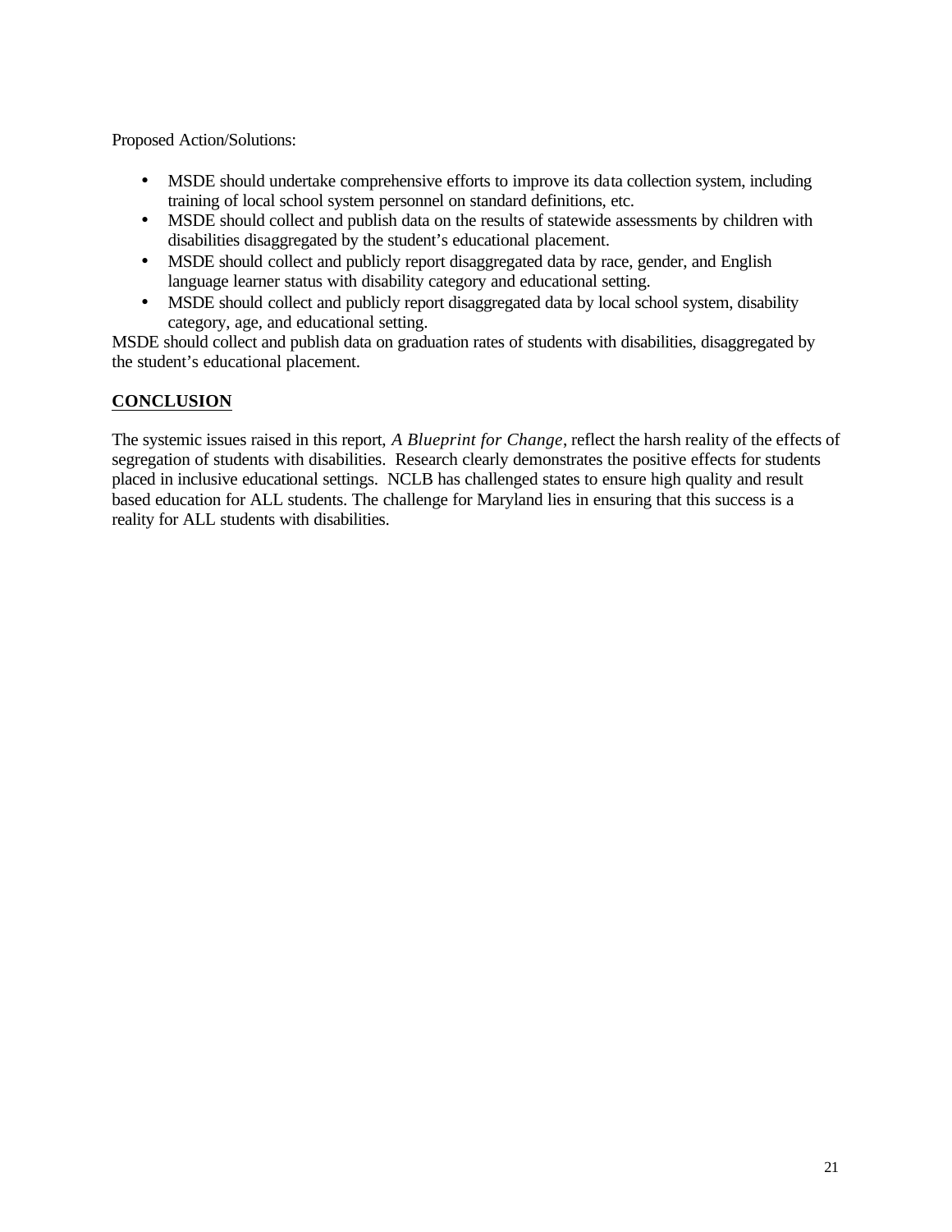Proposed Action/Solutions:

- MSDE should undertake comprehensive efforts to improve its data collection system, including training of local school system personnel on standard definitions, etc.
- MSDE should collect and publish data on the results of statewide assessments by children with disabilities disaggregated by the student's educational placement.
- MSDE should collect and publicly report disaggregated data by race, gender, and English language learner status with disability category and educational setting.
- MSDE should collect and publicly report disaggregated data by local school system, disability category, age, and educational setting.

MSDE should collect and publish data on graduation rates of students with disabilities, disaggregated by the student's educational placement.

## CONCLUSION

The systemic issues raised in this report, *A Blueprint for Change*, reflect the harsh reality of the effects of segregation of students with disabilities. Research clearly demonstrates the positive effects for students placed in inclusive educational settings. NCLB has challenged states to ensure high quality and result based education for ALL students. The challenge for Maryland lies in ensuring that this success is a reality for ALL students with disabilities.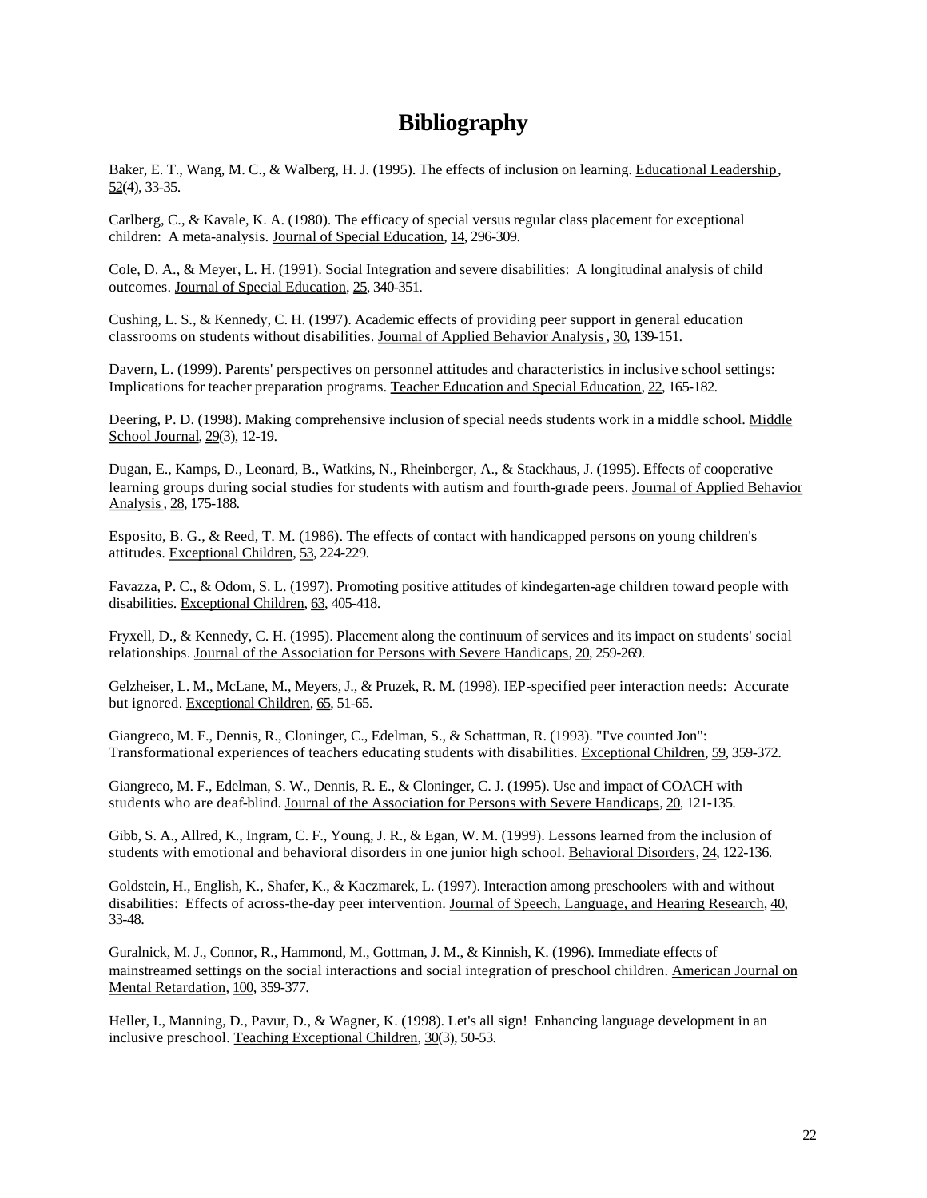# Bibliography

Baker, E. T., Wang, M. C., & Walberg, H. J. (1995). The effects of inclusion on learning. Educational Leadership, 52(4), 33-35.

Carlberg, C., & Kavale, K. A. (1980). The efficacy of special versus regular class placement for exceptional children: A meta-analysis. Journal of Special Education, 14, 296-309.

Cole, D. A., & Meyer, L. H. (1991). Social Integration and severe disabilities: A longitudinal analysis of child outcomes. Journal of Special Education, 25, 340-351.

Cushing, L. S., & Kennedy, C. H. (1997). Academic effects of providing peer support in general education classrooms on students without disabilities. Journal of Applied Behavior Analysis, 30, 139-151.

Davern, L. (1999). Parents' perspectives on personnel attitudes and characteristics in inclusive school settings: Implications for teacher preparation programs. Teacher Education and Special Education, 22, 165-182.

Deering, P. D. (1998). Making comprehensive inclusion of special needs students work in a middle school. Middle School Journal, 29(3), 12-19.

Dugan, E., Kamps, D., Leonard, B., Watkins, N., Rheinberger, A., & Stackhaus, J. (1995). Effects of cooperative learning groups during social studies for students with autism and fourth-grade peers. Journal of Applied Behavior Analysis, 28, 175-188.

Esposito, B. G., & Reed, T. M. (1986). The effects of contact with handicapped persons on young children's attitudes. Exceptional Children, 53, 224-229.

Favazza, P. C., & Odom, S. L. (1997). Promoting positive attitudes of kindergarten-age children toward people with disabilities. Exceptional Children, 63, 405-418.

Fryxell, D., & Kennedy, C. H. (1995). Placement along the continuum of services and its impact on students' social relationships. Journal of the Association for Persons with Severe Handicaps, 20, 259-269.

Gelzheiser, L. M., McLane, M., Meyers, J., & Pruzek, R. M. (1998). IEP-specified peer interaction needs: Accurate but ignored. Exceptional Children, 65, 51-65.

Giangreco, M. F., Dennis, R., Cloninger, C., Edelman, S., & Schattman, R. (1993). "I've counted Jon": Transformational experiences of teachers educating students with disabilities. Exceptional Children, 59, 359-372.

Giangreco, M. F., Edelman, S. W., Dennis, R. E., & Cloninger, C. J. (1995). Use and impact of COACH with students who are deaf-blind. Journal of the Association for Persons with Severe Handicaps, 20, 121-135.

Gibb, S. A., Allred, K., Ingram, C. F., Young, J. R., & Egan, W. M. (1999). Lessons learned from the inclusion of students with emotional and behavioral disorders in one junior high school. Behavioral Disorders, 24, 122-136.

Goldstein, H., English, K., Shafer, K., & Kaczmarek, L. (1997). Interaction among preschoolers with and without disabilities: Effects of across-the-day peer intervention. Journal of Speech, Language, and Hearing Research, 40, 33-48.

Guralnick, M. J., Connor, R., Hammond, M., Gottman, J. M., & Kinnish, K. (1996). Immediate effects of mainstreamed settings on the social interactions and social integration of preschool children. American Journal on Mental Retardation, 100, 359-377.

Heller, I., Manning, D., Pavur, D., & Wagner, K. (1998). Let's all sign! Enhancing language development in an inclusive preschool. Teaching Exceptional Children, 30(3), 50-53.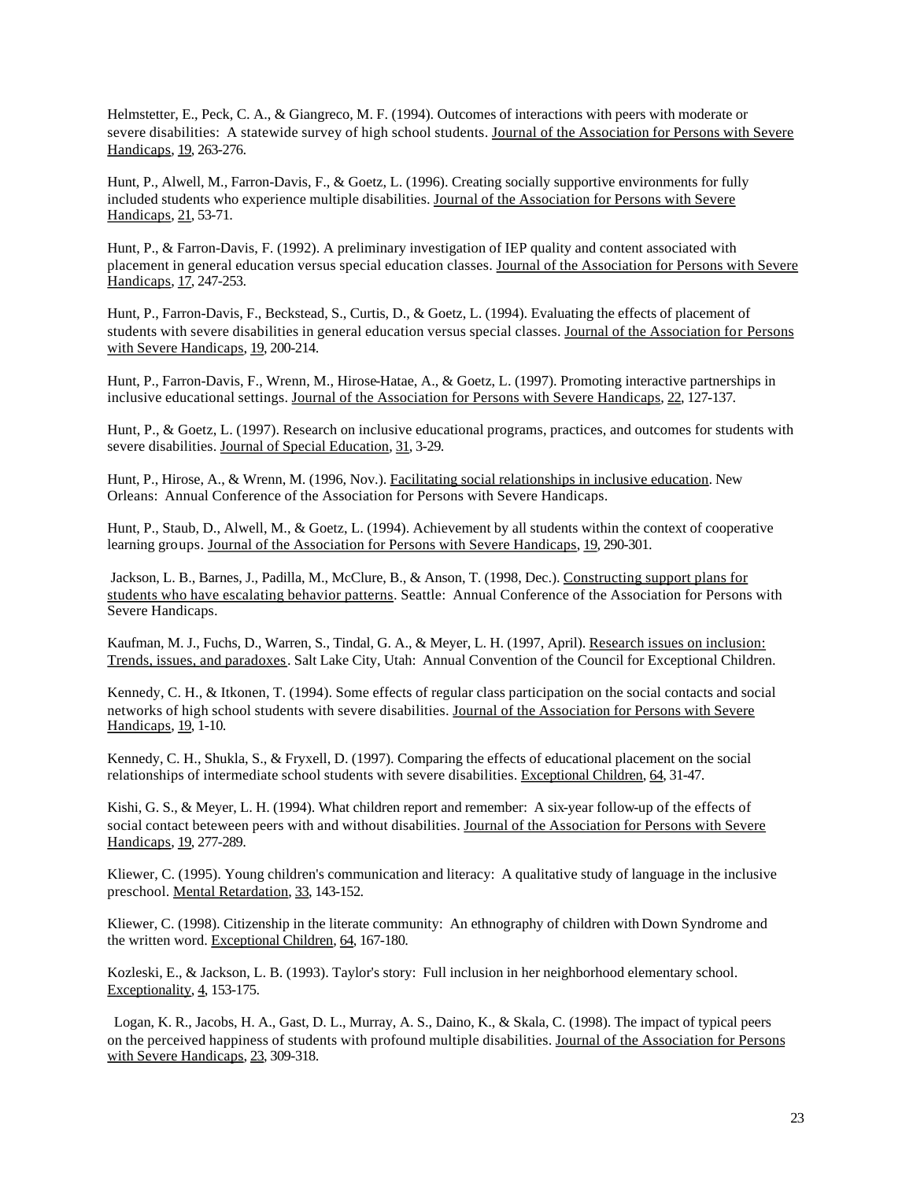Helmstetter, E., Peck, C. A., & Giangreco, M. F. (1994). Outcomes of interactions with peers with moderate or severe disabilities: A statewide survey of high school students. Journal of the Association for Persons with Severe Handicaps, 19, 263-276.

Hunt, P., Alwell, M., Farron-Davis, F., & Goetz, L. (1996). Creating socially supportive environments for fully included students who experience multiple disabilities. Journal of the Association for Persons with Severe Handicaps, 21, 53-71.

Hunt, P., & Farron-Davis, F. (1992). A preliminary investigation of IEP quality and content associated with placement in general education versus special education classes. Journal of the Association for Persons with Severe Handicaps, 17, 247-253.

Hunt, P., Farron-Davis, F., Beckstead, S., Curtis, D., & Goetz, L. (1994). Evaluating the effects of placement of students with severe disabilities in general education versus special classes. Journal of the Association for Persons with Severe Handicaps, 19, 200-214.

Hunt, P., Farron-Davis, F., Wrenn, M., Hirose-Hatae, A., & Goetz, L. (1997). Promoting interactive partnerships in inclusive educational settings. Journal of the Association for Persons with Severe Handicaps, 22, 127-137.

Hunt, P., & Goetz, L. (1997). Research on inclusive educational programs, practices, and outcomes for students with severe disabilities. Journal of Special Education, 31, 3-29.

Hunt, P., Hirose, A., & Wrenn, M. (1996, Nov.). Facilitating social relationships in inclusive education. New Orleans: Annual Conference of the Association for Persons with Severe Handicaps.

Hunt, P., Staub, D., Alwell, M., & Goetz, L. (1994). Achievement by all students within the context of cooperative learning groups. Journal of the Association for Persons with Severe Handicaps, 19, 290-301.

Jackson, L. B., Barnes, J., Padilla, M., McClure, B., & Anson, T. (1998, Dec.). Constructing support plans for students who have escalating behavior patterns. Seattle: Annual Conference of the Association for Persons with Severe Handicaps.

Kaufman, M. J., Fuchs, D., Warren, S., Tindal, G. A., & Meyer, L. H. (1997, April). Research issues on inclusion: Trends, issues, and paradoxes. Salt Lake City, Utah: Annual Convention of the Council for Exceptional Children.

Kennedy, C. H., & Itkonen, T. (1994). Some effects of regular class participation on the social contacts and social networks of high school students with severe disabilities. Journal of the Association for Persons with Severe Handicaps, 19, 1-10.

Kennedy, C. H., Shukla, S., & Fryxell, D. (1997). Comparing the effects of educational placement on the social relationships of intermediate school students with severe disabilities. Exceptional Children, 64, 31-47.

Kishi, G. S., & Meyer, L. H. (1994). What children report and remember: A six-year follow-up of the effects of social contact beteween peers with and without disabilities. Journal of the Association for Persons with Severe Handicaps, 19, 277-289.

Kliewer, C. (1995). Young children's communication and literacy: A qualitative study of language in the inclusive preschool. Mental Retardation, 33, 143-152.

Kliewer, C. (1998). Citizenship in the literate community: An ethnography of children with Down Syndrome and the written word. Exceptional Children, 64, 167-180.

Kozleski, E., & Jackson, L. B. (1993). Taylor's story: Full inclusion in her neighborhood elementary school. Exceptionality, 4, 153-175.

Logan, K. R., Jacobs, H. A., Gast, D. L., Murray, A. S., Daino, K., & Skala, C. (1998). The impact of typical peers on the perceived happiness of students with profound multiple disabilities. Journal of the Association for Persons with Severe Handicaps, 23, 309-318.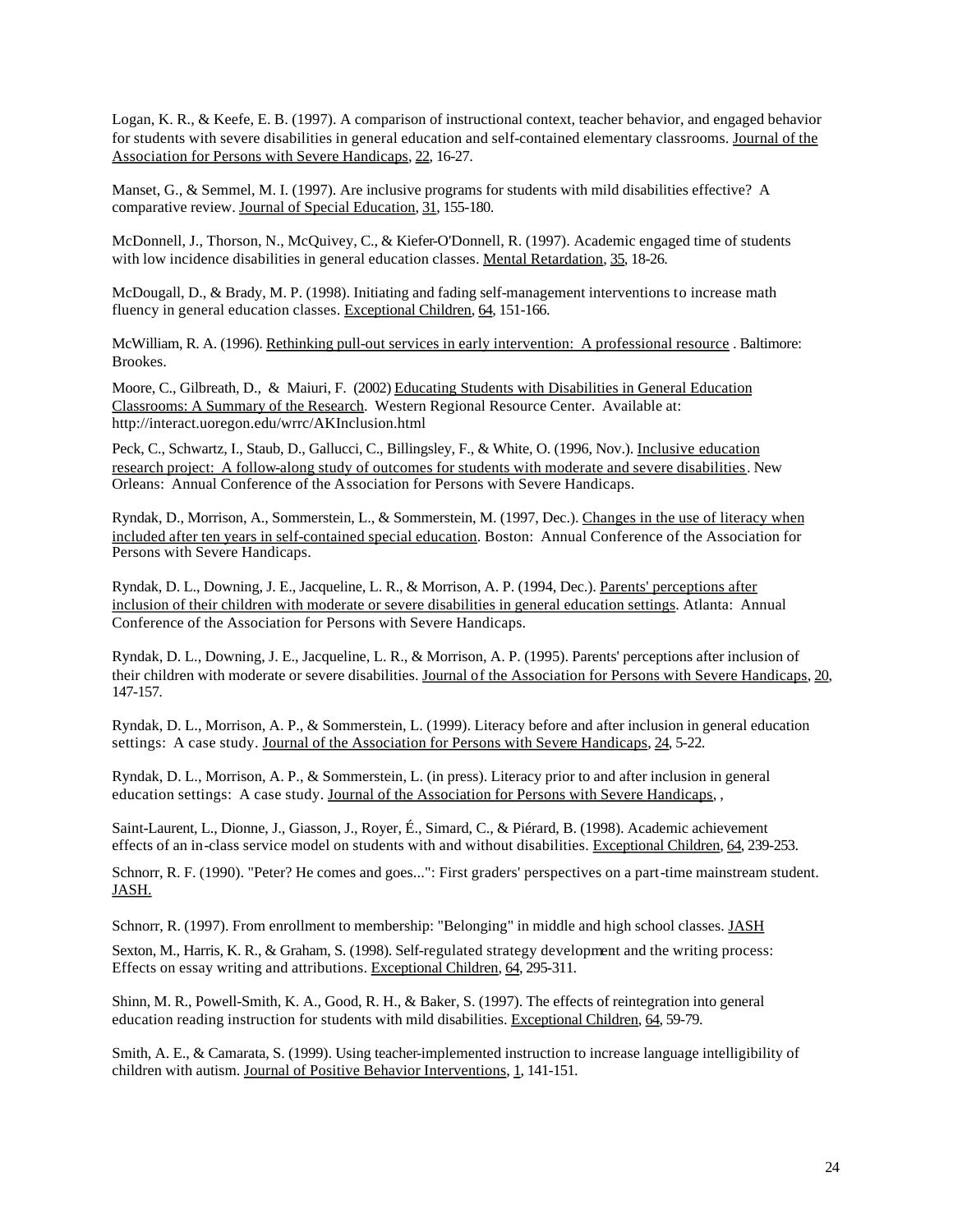Logan, K. R., & Keefe, E. B. (1997). A comparison of instructional context, teacher behavior, and engaged behavior for students with severe disabilities in general education and self-contained elementary classrooms. Journal of the Association for Persons with Severe Handicaps, 22, 16-27.

Manset, G., & Semmel, M. I. (1997). Are inclusive programs for students with mild disabilities effective? A comparative review. Journal of Special Education, 31, 155-180.

McDonnell, J., Thorson, N., McQuivey, C., & Kiefer-O'Donnell, R. (1997). Academic engaged time of students with low incidence disabilities in general education classes. Mental Retardation, 35, 18-26.

McDougall, D., & Brady, M. P. (1998). Initiating and fading self-management interventions to increase math fluency in general education classes. Exceptional Children, 64, 151-166.

McWilliam, R. A. (1996). Rethinking pull-out services in early intervention: A professional resource . Baltimore: Brookes.

Moore, C., Gilbreath, D., & Maiuri, F. (2002) Educating Students with Disabilities in General Education Classrooms: A Summary of the Research. Western Regional Resource Center. Available at: http://interact.uoregon.edu/wrrc/AKInclusion.html

Peck, C., Schwartz, I., Staub, D., Gallucci, C., Billingsley, F., & White, O. (1996, Nov.). Inclusive education research project: A follow-along study of outcomes for students with moderate and severe disabilities. New Orleans: Annual Conference of the Association for Persons with Severe Handicaps.

Ryndak, D., Morrison, A., Sommerstein, L., & Sommerstein, M. (1997, Dec.). Changes in the use of literacy when included after ten years in self-contained special education. Boston: Annual Conference of the Association for Persons with Severe Handicaps.

Ryndak, D. L., Downing, J. E., Jacqueline, L. R., & Morrison, A. P. (1994, Dec.). Parents' perceptions after inclusion of their children with moderate or severe disabilities in general education settings. Atlanta: Annual Conference of the Association for Persons with Severe Handicaps.

Ryndak, D. L., Downing, J. E., Jacqueline, L. R., & Morrison, A. P. (1995). Parents' perceptions after inclusion of their children with moderate or severe disabilities. Journal of the Association for Persons with Severe Handicaps, 20, 147-157.

Ryndak, D. L., Morrison, A. P., & Sommerstein, L. (1999). Literacy before and after inclusion in general education settings: A case study. Journal of the Association for Persons with Severe Handicaps, 24, 5-22.

Ryndak, D. L., Morrison, A. P., & Sommerstein, L. (in press). Literacy prior to and after inclusion in general education settings: A case study. Journal of the Association for Persons with Severe Handicaps, ,

Saint-Laurent, L., Dionne, J., Giasson, J., Royer, É., Simard, C., & Piérard, B. (1998). Academic achievement effects of an in-class service model on students with and without disabilities. Exceptional Children, 64, 239-253.

Schnorr, R. F. (1990). "Peter? He comes and goes...": First graders' perspectives on a part-time mainstream student. JASH.

Schnorr, R. (1997). From enrollment to membership: "Belonging" in middle and high school classes. JASH

Sexton, M., Harris, K. R., & Graham, S. (1998). Self-regulated strategy development and the writing process: Effects on essay writing and attributions. Exceptional Children, 64, 295-311.

Shinn, M. R., Powell-Smith, K. A., Good, R. H., & Baker, S. (1997). The effects of reintegration into general education reading instruction for students with mild disabilities. Exceptional Children, 64, 59-79.

Smith, A. E., & Camarata, S. (1999). Using teacher-implemented instruction to increase language intelligibility of children with autism. Journal of Positive Behavior Interventions, 1, 141-151.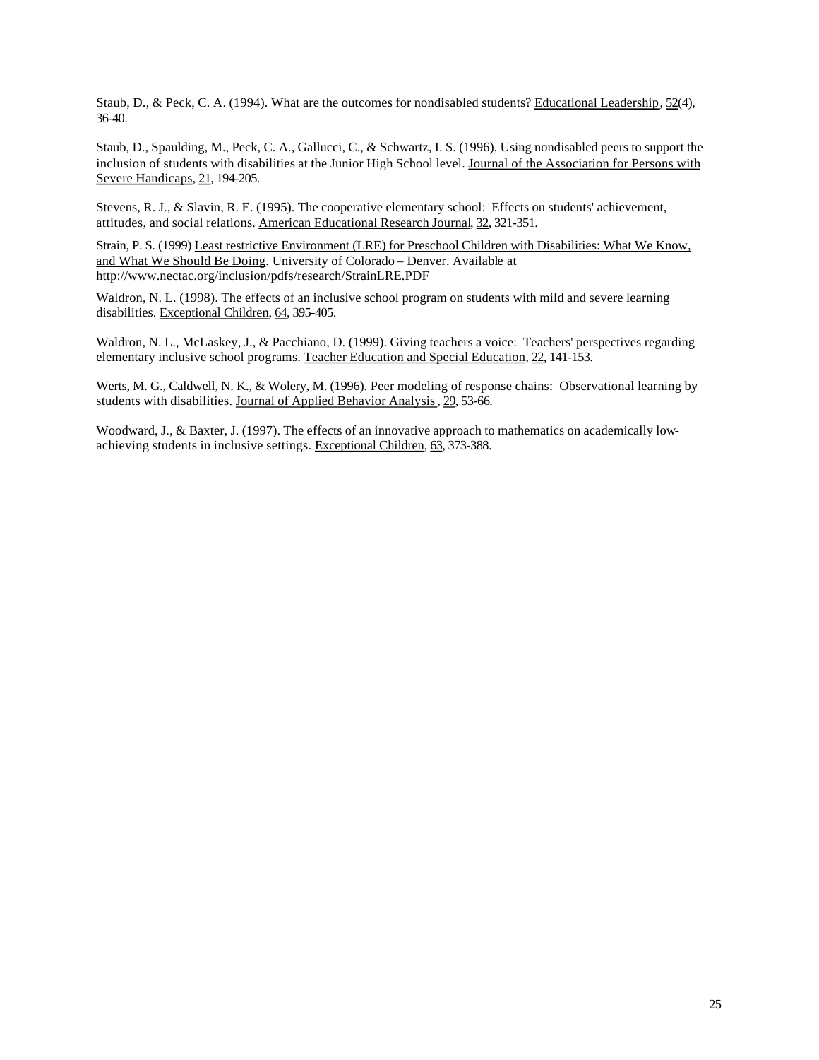Staub, D., & Peck, C. A. (1994). What are the outcomes for nondisabled students? Educational Leadership, 52(4), 36-40.

Staub, D., Spaulding, M., Peck, C. A., Gallucci, C., & Schwartz, I. S. (1996). Using nondisabled peers to support the inclusion of students with disabilities at the Junior High School level. Journal of the Association for Persons with Severe Handicaps, 21, 194-205.

Stevens, R. J., & Slavin, R. E. (1995). The cooperative elementary school: Effects on students' achievement, attitudes, and social relations. American Educational Research Journal, 32, 321-351.

Strain, P. S. (1999) Least restrictive Environment (LRE) for Preschool Children with Disabilities: What We Know, and What We Should Be Doing. University of Colorado – Denver. Available at http://www.nectac.org/inclusion/pdfs/research/StrainLRE.PDF

Waldron, N. L. (1998). The effects of an inclusive school program on students with mild and severe learning disabilities. Exceptional Children, 64, 395-405.

Waldron, N. L., McLaskey, J., & Pacchiano, D. (1999). Giving teachers a voice: Teachers' perspectives regarding elementary inclusive school programs. Teacher Education and Special Education, 22, 141-153.

Werts, M. G., Caldwell, N. K., & Wolery, M. (1996). Peer modeling of response chains: Observational learning by students with disabilities. Journal of Applied Behavior Analysis, 29, 53-66.

Woodward, J., & Baxter, J. (1997). The effects of an innovative approach to mathematics on academically low-achieving students in inclusive settings. Exceptional Children, 63, 373-388.